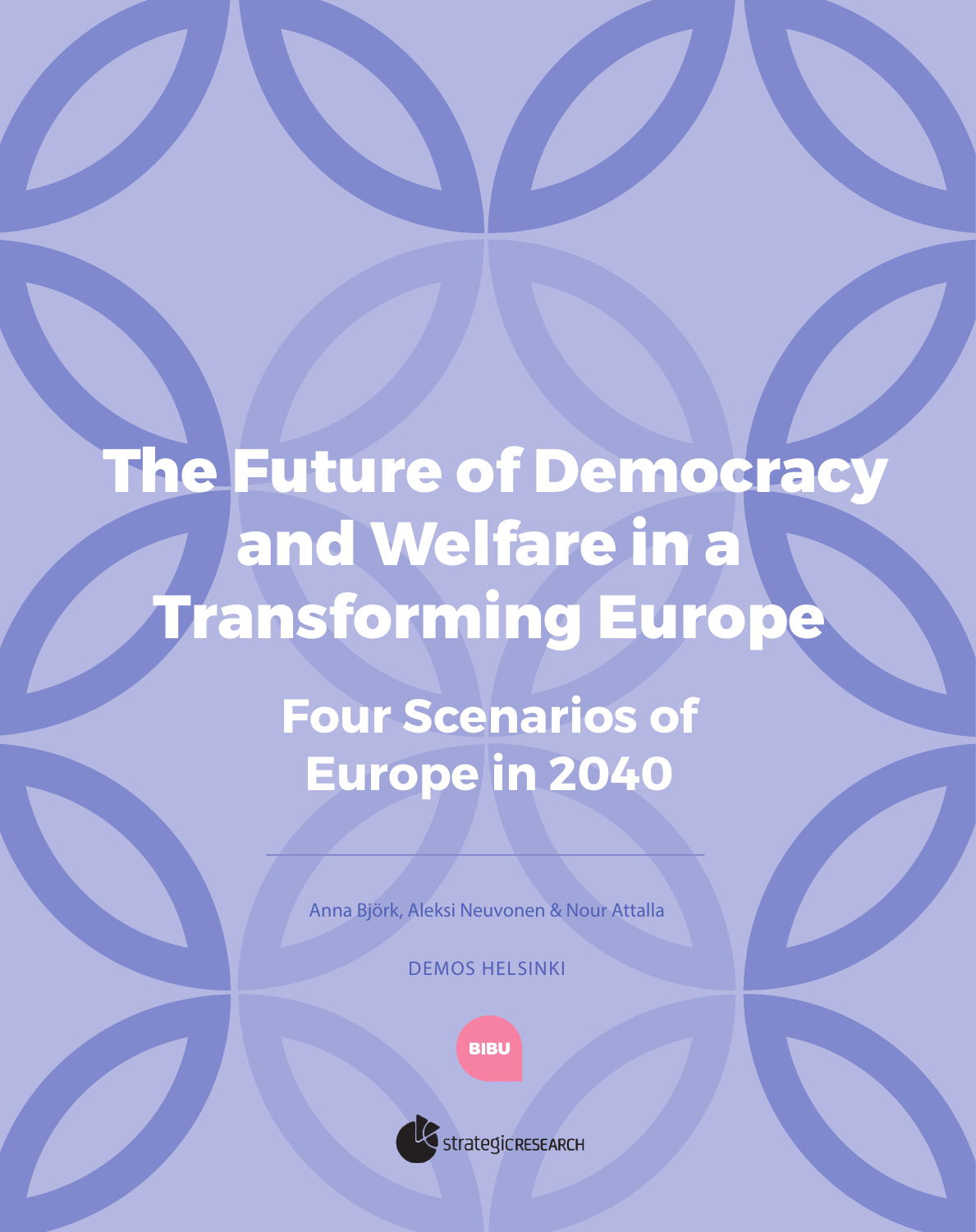# The Future of Democracy and Welfare in a Transforming Europe

## Four Scenarios of Europe in 2040

Anna Björk, Aleksi Neuvonen & Nour Attalla

DEMOS HELSINKI

BIBU

strategicRESEARCH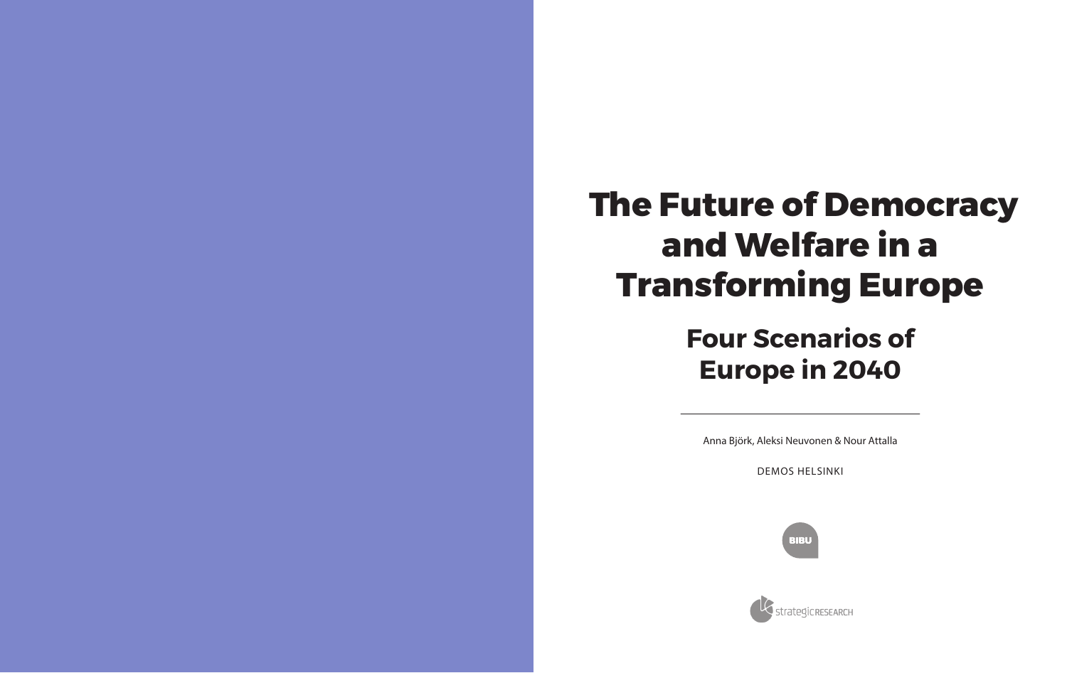# The Future of Democracy and Welfare in a Transforming Europe

## Four Scenarios of Europe in 2040

---

Anna Björk, Aleksi Neuvonen & Nour Attalla

DEMOS HELSINKI

BIBU

strategicRESEARCH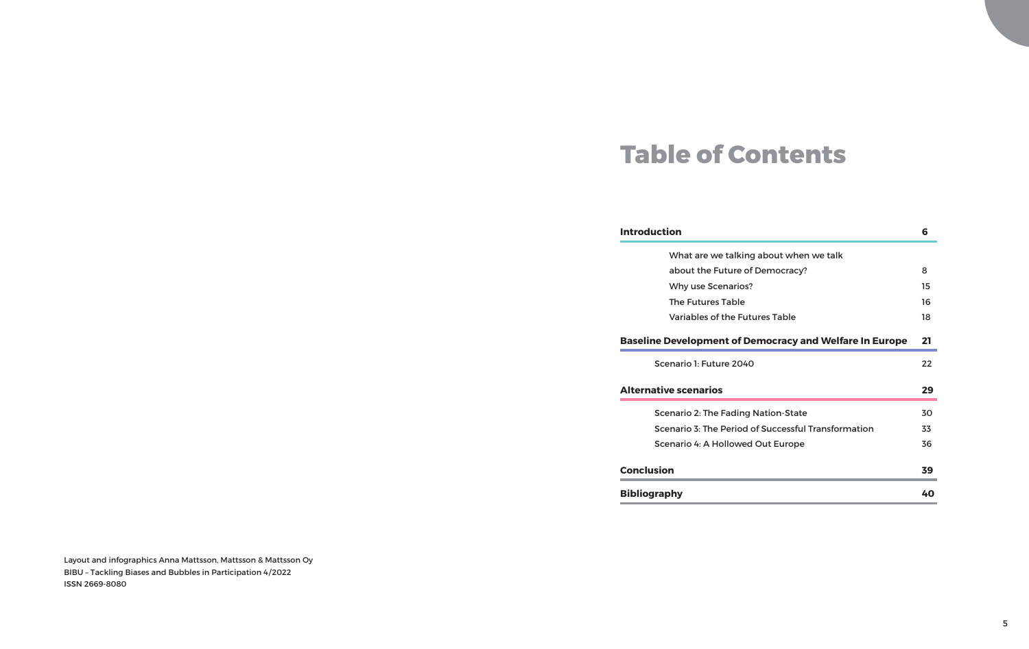# Table of Contents

**Introduction** 6

- What are we talking about when we talk about the Future of Democracy? 8
- Why use Scenarios? 15
- The Futures Table 16
- Variables of the Futures Table 18

**Baseline Development of Democracy and Welfare In Europe** 21

- Scenario 1: Future 2040 22

**Alternative scenarios** 29

- Scenario 2: The Fading Nation-State 30
- Scenario 3: The Period of Successful Transformation 33
- Scenario 4: A Hollowed Out Europe 36

**Conclusion** 39

**Bibliography** 40

Layout and infographics Anna Mattsson, Mattsson & Mattsson Oy
BIBU – Tackling Biases and Bubbles in Participation 4/2022
ISSN 2669-8080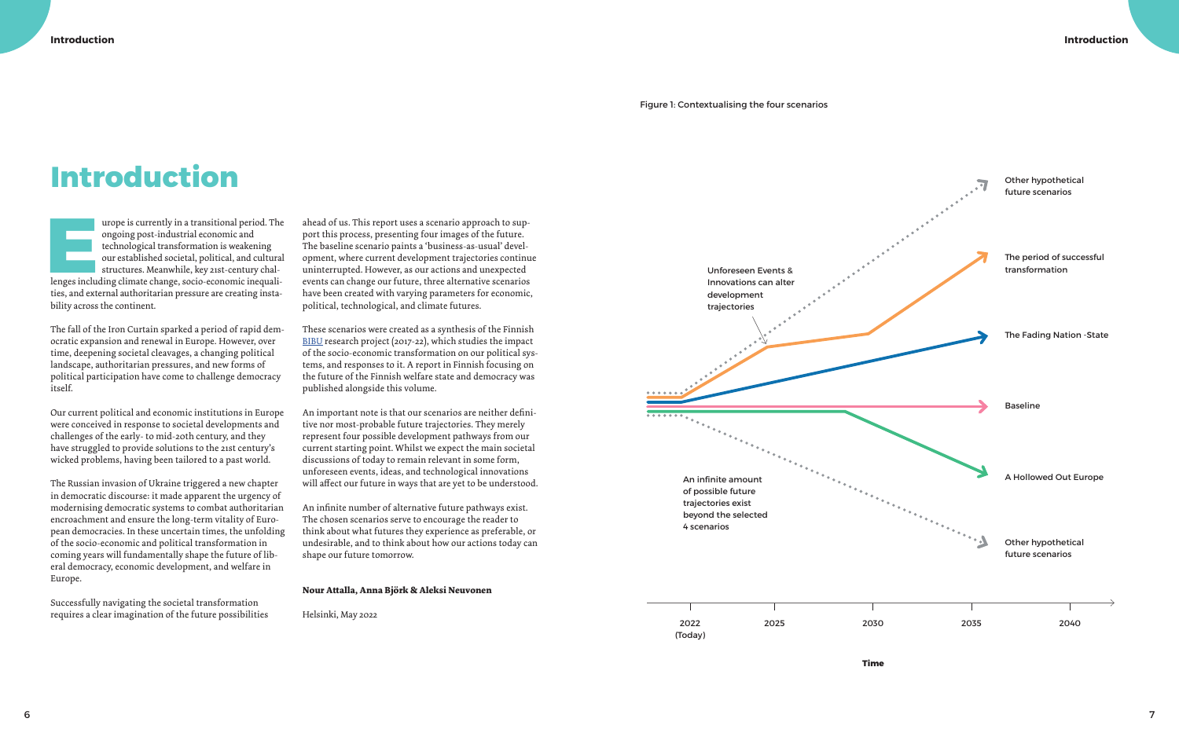# Introduction

Europe is currently in a transitional period. The ongoing post-industrial economic and technological transformation is weakening our established societal, political, and cultural structures. Meanwhile, key 21st-century challenges including climate change, socio-economic inequalities, and external authoritarian pressure are creating instability across the continent.

The fall of the Iron Curtain sparked a period of rapid democratic expansion and renewal in Europe. However, over time, deepening societal cleavages, a changing political landscape, authoritarian pressures, and new forms of political participation have come to challenge democracy itself.

Our current political and economic institutions in Europe were conceived in response to societal developments and challenges of the early- to mid-20th century, and they have struggled to provide solutions to the 21st century's wicked problems, having been tailored to a past world.

The Russian invasion of Ukraine triggered a new chapter in democratic discourse: it made apparent the urgency of modernising democratic systems to combat authoritarian encroachment and ensure the long-term vitality of European democracies. In these uncertain times, the unfolding of the socio-economic and political transformation in coming years will fundamentally shape the future of liberal democracy, economic development, and welfare in Europe.

Successfully navigating the societal transformation requires a clear imagination of the future possibilities ahead of us. This report uses a scenario approach to support this process, presenting four images of the future. The baseline scenario paints a 'business-as-usual' development, where current development trajectories continue uninterrupted. However, as our actions and unexpected events can change our future, three alternative scenarios have been created with varying parameters for economic, political, technological, and climate futures.

These scenarios were created as a synthesis of the Finnish BIBU research project (2017-22), which studies the impact of the socio-economic transformation on our political systems, and responses to it. A report in Finnish focusing on the future of the Finnish welfare state and democracy was published alongside this volume.

An important note is that our scenarios are neither definitive nor most-probable future trajectories. They merely represent four possible development pathways from our current starting point. Whilst we expect the main societal discussions of today to remain relevant in some form, unforeseen events, ideas, and technological innovations will affect our future in ways that are yet to be understood.

An infinite number of alternative future pathways exist. The chosen scenarios serve to encourage the reader to think about what futures they experience as preferable, or undesirable, and to think about how our actions today can shape our future tomorrow.

**Nour Attalla, Anna Björk & Aleksi Neuvonen**

Helsinki, May 2022

Figure 1: Contextualising the four scenarios

Unforeseen Events & Innovations can alter development trajectories

An infinite amount of possible future trajectories exist beyond the selected 4 scenarios

- Other hypothetical future scenarios
- The period of successful transformation
- The Fading Nation -State
- Baseline
- A Hollowed Out Europe
- Other hypothetical future scenarios

2022 (Today) | 2025 | 2030 | 2035 | 2040

Time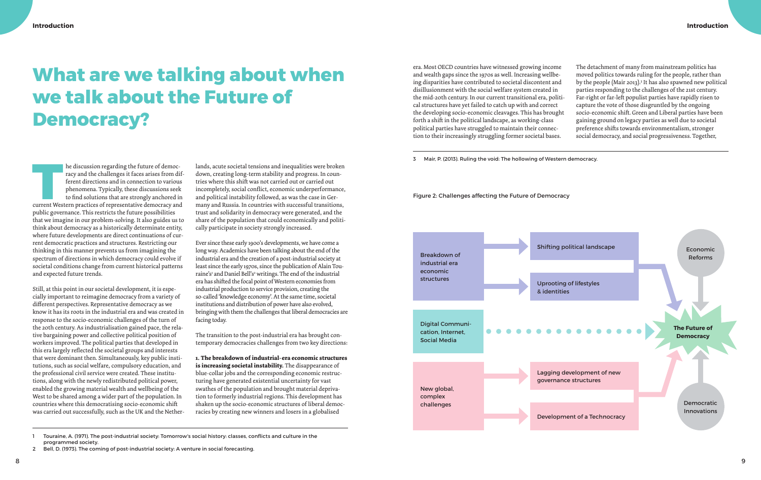# What are we talking about when we talk about the Future of Democracy?

The discussion regarding the future of democracy and the challenges it faces arises from different directions and in connection to various phenomena. Typically, these discussions seek to find solutions that are strongly anchored in current Western practices of representative democracy and public governance. This restricts the future possibilities that we imagine in our problem-solving. It also guides us to think about democracy as a historically determinate entity, where future developments are direct continuations of current democratic practices and structures. Restricting our thinking in this manner prevents us from imagining the spectrum of directions in which democracy could evolve if societal conditions change from current historical patterns and expected future trends.

Still, at this point in our societal development, it is especially important to reimagine democracy from a variety of different perspectives. Representative democracy as we know it has its roots in the industrial era and was created in response to the socio-economic challenges of the turn of the 20th century. As industrialisation gained pace, the relative bargaining power and collective political position of workers improved. The political parties that developed in this era largely reflected the societal groups and interests that were dominant then. Simultaneously, key public institutions, such as social welfare, compulsory education, and the professional civil service were created. These institutions, along with the newly redistributed political power, enabled the growing material wealth and wellbeing of the West to be shared among a wider part of the population. In countries where this democratising socio-economic shift was carried out successfully, such as the UK and the Netherlands, acute societal tensions and inequalities were broken down, creating long-term stability and progress. In countries where this shift was not carried out or carried out incompletely, social conflict, economic underperformance, and political instability followed, as was the case in Germany and Russia. In countries with successful transitions, trust and solidarity in democracy were generated, and the share of the population that could economically and politically participate in society strongly increased.

Ever since these early 1900's developments, we have come a long way. Academics have been talking about the end of the industrial era and the creation of a post-industrial society at least since the early 1970s, since the publication of Alain Touraine's[1] and Daniel Bell's[2] writings. The end of the industrial era has shifted the focal point of Western economies from industrial production to service provision, creating the so-called 'knowledge economy'. At the same time, societal institutions and distribution of power have also evolved, bringing with them the challenges that liberal democracies are facing today.

The transition to the post-industrial era has brought contemporary democracies challenges from two key directions:

**1. The breakdown of industrial-era economic structures is increasing societal instability.** The disappearance of blue-collar jobs and the corresponding economic restructuring have generated existential uncertainty for vast swathes of the population and brought material deprivation to formerly industrial regions. This development has shaken up the socio-economic structures of liberal democracies by creating new winners and losers in a globalised era. Most OECD countries have witnessed growing income and wealth gaps since the 1970s as well. Increasing wellbeing disparities have contributed to societal discontent and disillusionment with the social welfare system created in the mid-20th century. In our current transitional era, political structures have yet failed to catch up with and correct the developing socio-economic cleavages. This has brought forth a shift in the political landscape, as working-class political parties have struggled to maintain their connection to their increasingly struggling former societal bases.

The detachment of many from mainstream politics has moved politics towards ruling for the people, rather than by the people (Mair 2013).[3] It has also spawned new political parties responding to the challenges of the 21st century. Far-right or far-left populist parties have rapidly risen to capture the vote of those disgruntled by the ongoing socio-economic shift. Green and Liberal parties have been gaining ground on legacy parties as well due to societal preference shifts towards environmentalism, stronger social democracy, and social progressiveness. Together,

1 Touraine, A. (1971). The post-industrial society: Tomorrow's social history: classes, conflicts and culture in the programmed society.

2 Bell, D. (1973). The coming of post-industrial society: A venture in social forecasting.

3 Mair, P. (2013). Ruling the void: The hollowing of Western democracy.

Figure 2: Challenges affecting the Future of Democracy

- Breakdown of industrial era economic structures → Shifting political landscape; Uprooting of lifestyles & identities
- Digital Communication, Internet, Social Media
- New global, complex challenges → Lagging development of new governance structures; Development of a Technocracy
- Economic Reforms
- Democratic Innovations
- The Future of Democracy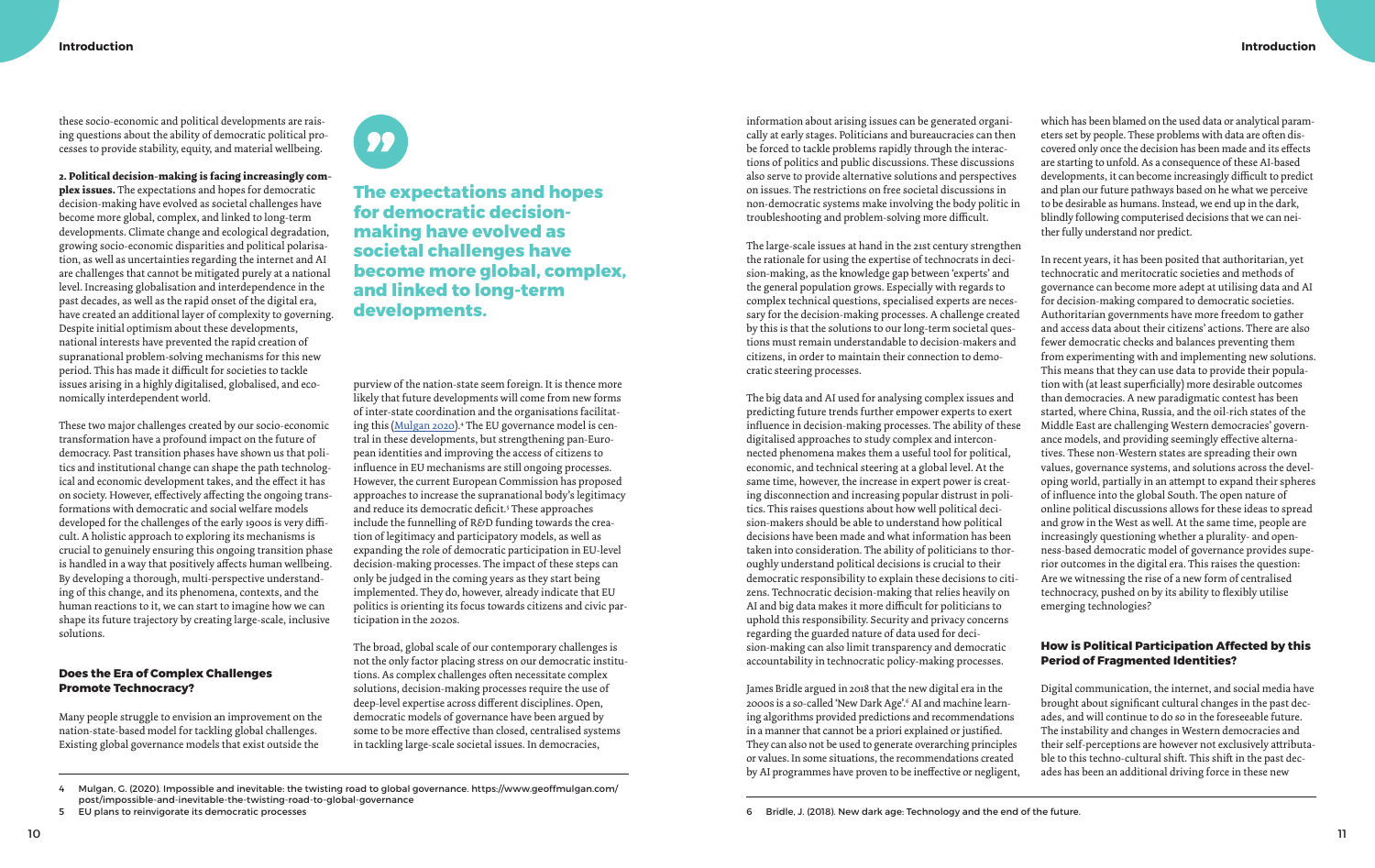these socio-economic and political developments are raising questions about the ability of democratic political processes to provide stability, equity, and material wellbeing.

**2. Political decision-making is facing increasingly complex issues.** The expectations and hopes for democratic decision-making have evolved as societal challenges have become more global, complex, and linked to long-term developments. Climate change and ecological degradation, growing socio-economic disparities and political polarisation, as well as uncertainties regarding the internet and AI are challenges that cannot be mitigated purely at a national level. Increasing globalisation and interdependence in the past decades, as well as the rapid onset of the digital era, have created an additional layer of complexity to governing. Despite initial optimism about these developments, national interests have prevented the rapid creation of supranational problem-solving mechanisms for this new period. This has made it difficult for societies to tackle issues arising in a highly digitalised, globalised, and economically interdependent world.

These two major challenges created by our socio-economic transformation have a profound impact on the future of democracy. Past transition phases have shown us that politics and institutional change can shape the path technological and economic development takes, and the effect it has on society. However, effectively affecting the ongoing transformations with democratic and social welfare models developed for the challenges of the early 1900s is very difficult. A holistic approach to exploring its mechanisms is crucial to genuinely ensuring this ongoing transition phase is handled in a way that positively affects human wellbeing. By developing a thorough, multi-perspective understanding of this change, and its phenomena, contexts, and the human reactions to it, we can start to imagine how we can shape its future trajectory by creating large-scale, inclusive solutions.

> **The expectations and hopes for democratic decision-making have evolved as societal challenges have become more global, complex, and linked to long-term developments.**

### Does the Era of Complex Challenges Promote Technocracy?

Many people struggle to envision an improvement on the nation-state-based model for tackling global challenges. Existing global governance models that exist outside the purview of the nation-state seem foreign. It is thence more likely that future developments will come from new forms of inter-state coordination and the organisations facilitating this (Mulgan 2020).[4] The EU governance model is central in these developments, but strengthening pan-European identities and improving the access of citizens to influence in EU mechanisms are still ongoing processes. However, the current European Commission has proposed approaches to increase the supranational body's legitimacy and reduce its democratic deficit.[5] These approaches include the funnelling of R&D funding towards the creation of legitimacy and participatory models, as well as expanding the role of democratic participation in EU-level decision-making processes. The impact of these steps can only be judged in the coming years as they start being implemented. They do, however, already indicate that EU politics is orienting its focus towards citizens and civic participation in the 2020s.

The broad, global scale of our contemporary challenges is not the only factor placing stress on our democratic institutions. As complex challenges often necessitate complex solutions, decision-making processes require the use of deep-level expertise across different disciplines. Open, democratic models of governance have been argued by some to be more effective than closed, centralised systems in tackling large-scale societal issues. In democracies, information about arising issues can be generated organically at early stages. Politicians and bureaucracies can then be forced to tackle problems rapidly through the interactions of politics and public discussions. These discussions also serve to provide alternative solutions and perspectives on issues. The restrictions on free societal discussions in non-democratic systems make involving the body politic in troubleshooting and problem-solving more difficult.

The large-scale issues at hand in the 21st century strengthen the rationale for using the expertise of technocrats in decision-making, as the knowledge gap between 'experts' and the general population grows. Especially with regards to complex technical questions, specialised experts are necessary for the decision-making processes. A challenge created by this is that the solutions to our long-term societal questions must remain understandable to decision-makers and citizens, in order to maintain their connection to democratic steering processes.

The big data and AI used for analysing complex issues and predicting future trends further empower experts to exert influence in decision-making processes. The ability of these digitalised approaches to study complex and interconnected phenomena makes them a useful tool for political, economic, and technical steering at a global level. At the same time, however, the increase in expert power is creating disconnection and increasing popular distrust in politics. This raises questions about how well political decision-makers should be able to understand how political decisions have been made and what information has been taken into consideration. The ability of politicians to thoroughly understand political decisions is crucial to their democratic responsibility to explain these decisions to citizens. Technocratic decision-making that relies heavily on AI and big data makes it more difficult for politicians to uphold this responsibility. Security and privacy concerns regarding the guarded nature of data used for decision-making can also limit transparency and democratic accountability in technocratic policy-making processes.

James Bridle argued in 2018 that the new digital era in the 2000s is a so-called 'New Dark Age'.[6] AI and machine learning algorithms provided predictions and recommendations in a manner that cannot be a priori explained or justified. They can also not be used to generate overarching principles or values. In some situations, the recommendations created by AI programmes have proven to be ineffective or negligent, which has been blamed on the used data or analytical parameters set by people. These problems with data are often discovered only once the decision has been made and its effects are starting to unfold. As a consequence of these AI-based developments, it can become increasingly difficult to predict and plan our future pathways based on he what we perceive to be desirable as humans. Instead, we end up in the dark, blindly following computerised decisions that we can neither fully understand nor predict.

In recent years, it has been posited that authoritarian, yet technocratic and meritocratic societies and methods of governance can become more adept at utilising data and AI for decision-making compared to democratic societies. Authoritarian governments have more freedom to gather and access data about their citizens' actions. There are also fewer democratic checks and balances preventing them from experimenting with and implementing new solutions. This means that they can use data to provide their population with (at least superficially) more desirable outcomes than democracies. A new paradigmatic contest has been started, where China, Russia, and the oil-rich states of the Middle East are challenging Western democracies' governance models, and providing seemingly effective alternatives. These non-Western states are spreading their own values, governance systems, and solutions across the developing world, partially in an attempt to expand their spheres of influence into the global South. The open nature of online political discussions allows for these ideas to spread and grow in the West as well. At the same time, people are increasingly questioning whether a plurality- and openness-based democratic model of governance provides superior outcomes in the digital era. This raises the question: Are we witnessing the rise of a new form of centralised technocracy, pushed on by its ability to flexibly utilise emerging technologies?

### How is Political Participation Affected by this Period of Fragmented Identities?

Digital communication, the internet, and social media have brought about significant cultural changes in the past decades, and will continue to do so in the foreseeable future. The instability and changes in Western democracies and their self-perceptions are however not exclusively attributable to this techno-cultural shift. This shift in the past decades has been an additional driving force in these new

---

4 Mulgan, G. (2020). Impossible and inevitable: the twisting road to global governance. https://www.geoffmulgan.com/post/impossible-and-inevitable-the-twisting-road-to-global-governance

5 EU plans to reinvigorate its democratic processes

6 Bridle, J. (2018). New dark age: Technology and the end of the future.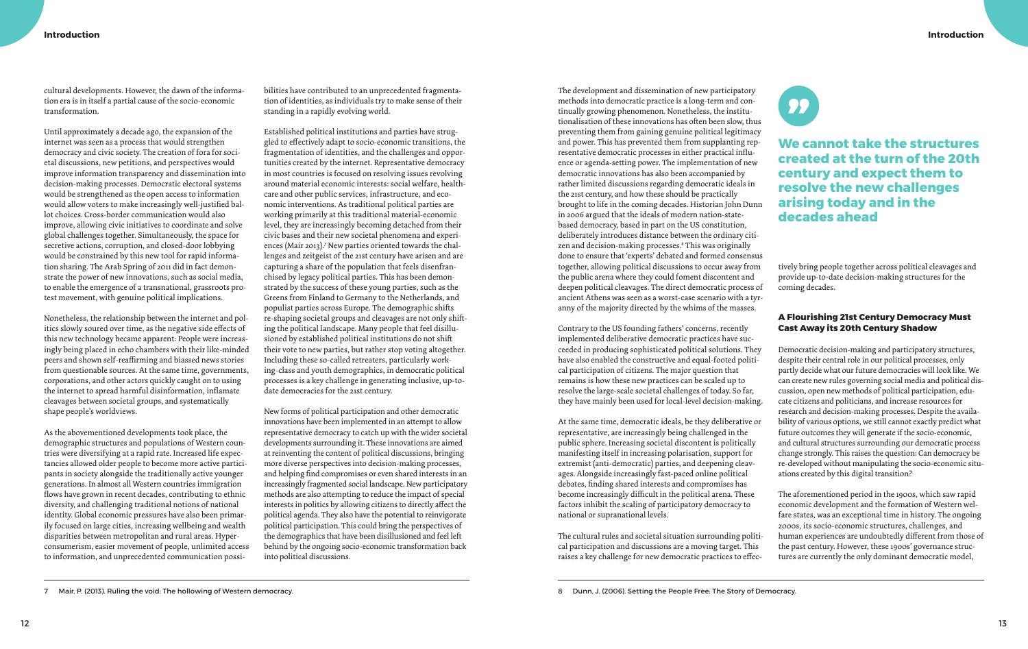cultural developments. However, the dawn of the information era is in itself a partial cause of the socio-economic transformation.

Until approximately a decade ago, the expansion of the internet was seen as a process that would strengthen democracy and civic society. The creation of fora for societal discussions, new petitions, and perspectives would improve information transparency and dissemination into decision-making processes. Democratic electoral systems would be strengthened as the open access to information would allow voters to make increasingly well-justified ballot choices. Cross-border communication would also improve, allowing civic initiatives to coordinate and solve global challenges together. Simultaneously, the space for secretive actions, corruption, and closed-door lobbying would be constrained by this new tool for rapid information sharing. The Arab Spring of 2011 did in fact demonstrate the power of new innovations, such as social media, to enable the emergence of a transnational, grassroots protest movement, with genuine political implications.

Nonetheless, the relationship between the internet and politics slowly soured over time, as the negative side effects of this new technology became apparent: People were increasingly being placed in echo chambers with their like-minded peers and shown self-reaffirming and biassed news stories from questionable sources. At the same time, governments, corporations, and other actors quickly caught on to using the internet to spread harmful disinformation, inflame cleavages between societal groups, and systematically shape people's worldviews.

As the abovementioned developments took place, the demographic structures and populations of Western countries were diversifying at a rapid rate. Increased life expectancies allowed older people to become more active participants in society alongside the traditionally active younger generations. In almost all Western countries immigration flows have grown in recent decades, contributing to ethnic diversity, and challenging traditional notions of national identity. Global economic pressures have also been primarily focused on large cities, increasing wellbeing and wealth disparities between metropolitan and rural areas. Hyperconsumerism, easier movement of people, unlimited access to information, and unprecedented communication possibilities have contributed to an unprecedented fragmentation of identities, as individuals try to make sense of their standing in a rapidly evolving world.

Established political institutions and parties have struggled to effectively adapt to socio-economic transitions, the fragmentation of identities, and the challenges and opportunities created by the internet. Representative democracy in most countries is focused on resolving issues revolving around material economic interests: social welfare, healthcare and other public services, infrastructure, and economic interventions. As traditional political parties are working primarily at this traditional material-economic level, they are increasingly becoming detached from their civic bases and their new societal phenomena and experiences (Mair 2013).[7] New parties oriented towards the challenges and zeitgeist of the 21st century have arisen and are capturing a share of the population that feels disenfranchised by legacy political parties. This has been demonstrated by the success of these young parties, such as the Greens from Finland to Germany to the Netherlands, and populist parties across Europe. The demographic shifts re-shaping societal groups and cleavages are not only shifting the political landscape. Many people that feel disillusioned by established political institutions do not shift their vote to new parties, but rather stop voting altogether. Including these so-called retreaters, particularly working-class and youth demographics, in democratic political processes is a key challenge in generating inclusive, up-to-date democracies for the 21st century.

New forms of political participation and other democratic innovations have been implemented in an attempt to allow representative democracy to catch up with the wider societal developments surrounding it. These innovations are aimed at reinventing the content of political discussions, bringing more diverse perspectives into decision-making processes, and helping find compromises or even shared interests in an increasingly fragmented social landscape. New participatory methods are also attempting to reduce the impact of special interests in politics by allowing citizens to directly affect the political agenda. They also have the potential to reinvigorate political participation. This could bring the perspectives of the demographics that have been disillusioned and feel left behind by the ongoing socio-economic transformation back into political discussions.

The development and dissemination of new participatory methods into democratic practice is a long-term and continually growing phenomenon. Nonetheless, the institutionalisation of these innovations has often been slow, thus preventing them from gaining genuine political legitimacy and power. This has prevented them from supplanting representative democratic processes in either practical influence or agenda-setting power. The implementation of new democratic innovations has also been accompanied by rather limited discussions regarding democratic ideals in the 21st century, and how these should be practically brought to life in the coming decades. Historian John Dunn in 2006 argued that the ideals of modern nation-state-based democracy, based in part on the US constitution, deliberately introduces distance between the ordinary citizen and decision-making processes.[8] This was originally done to ensure that 'experts' debated and formed consensus together, allowing political discussions to occur away from the public arena where they could foment discontent and deepen political cleavages. The direct democratic process of ancient Athens was seen as a worst-case scenario with a tyranny of the majority directed by the whims of the masses.

Contrary to the US founding fathers' concerns, recently implemented deliberative democratic practices have succeeded in producing sophisticated political solutions. They have also enabled the constructive and equal-footed political participation of citizens. The major question that remains is how these new practices can be scaled up to resolve the large-scale societal challenges of today. So far, they have mainly been used for local-level decision-making.

At the same time, democratic ideals, be they deliberative or representative, are increasingly being challenged in the public sphere. Increasing societal discontent is politically manifesting itself in increasing polarisation, support for extremist (anti-democratic) parties, and deepening cleavages. Alongside increasingly fast-paced online political debates, finding shared interests and compromises has become increasingly difficult in the political arena. These factors inhibit the scaling of participatory democracy to national or supranational levels.

The cultural rules and societal situation surrounding political participation and discussions are a moving target. This raises a key challenge for new democratic practices to effectively bring people together across political cleavages and provide up-to-date decision-making structures for the coming decades.

> **We cannot take the structures created at the turn of the 20th century and expect them to resolve the new challenges arising today and in the decades ahead**

### A Flourishing 21st Century Democracy Must Cast Away its 20th Century Shadow

Democratic decision-making and participatory structures, despite their central role in our political processes, only partly decide what our future democracies will look like. We can create new rules governing social media and political discussion, open new methods of political participation, educate citizens and politicians, and increase resources for research and decision-making processes. Despite the availability of various options, we still cannot exactly predict what future outcomes they will generate if the socio-economic, and cultural structures surrounding our democratic process change strongly. This raises the question: Can democracy be re-developed without manipulating the socio-economic situations created by this digital transition?

The aforementioned period in the 1900s, which saw rapid economic development and the formation of Western welfare states, was an exceptional time in history. The ongoing 2000s, its socio-economic structures, challenges, and human experiences are undoubtedly different from those of the past century. However, these 1900s' governance structures are currently the only dominant democratic model,

---

[7] Mair, P. (2013). Ruling the void: The hollowing of Western democracy.

[8] Dunn, J. (2006). Setting the People Free: The Story of Democracy.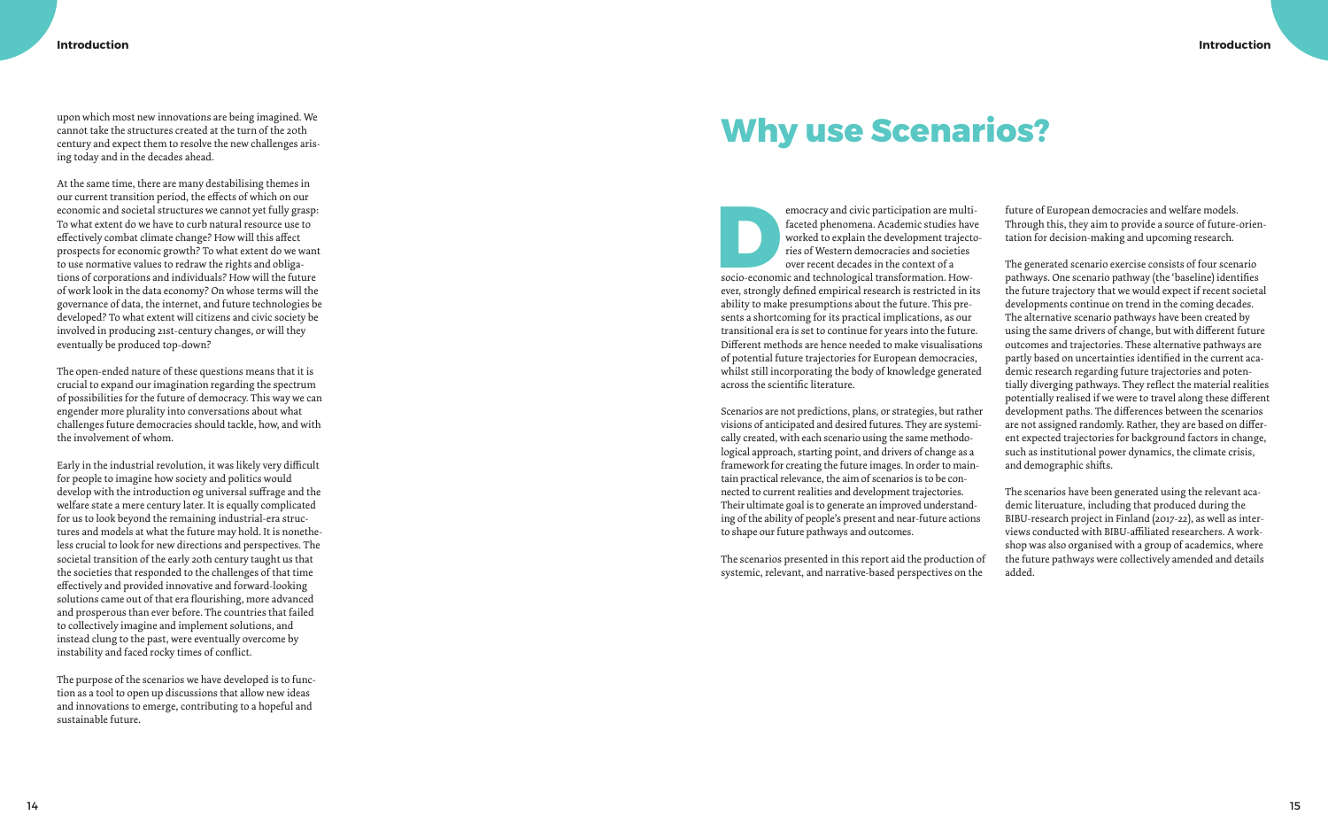upon which most new innovations are being imagined. We cannot take the structures created at the turn of the 20th century and expect them to resolve the new challenges arising today and in the decades ahead.

At the same time, there are many destabilising themes in our current transition period, the effects of which on our economic and societal structures we cannot yet fully grasp: To what extent do we have to curb natural resource use to effectively combat climate change? How will this affect prospects for economic growth? To what extent do we want to use normative values to redraw the rights and obligations of corporations and individuals? How will the future of work look in the data economy? On whose terms will the governance of data, the internet, and future technologies be developed? To what extent will citizens and civic society be involved in producing 21st-century changes, or will they eventually be produced top-down?

The open-ended nature of these questions means that it is crucial to expand our imagination regarding the spectrum of possibilities for the future of democracy. This way we can engender more plurality into conversations about what challenges future democracies should tackle, how, and with the involvement of whom.

Early in the industrial revolution, it was likely very difficult for people to imagine how society and politics would develop with the introduction og universal suffrage and the welfare state a mere century later. It is equally complicated for us to look beyond the remaining industrial-era structures and models at what the future may hold. It is nonetheless crucial to look for new directions and perspectives. The societal transition of the early 20th century taught us that the societies that responded to the challenges of that time effectively and provided innovative and forward-looking solutions came out of that era flourishing, more advanced and prosperous than ever before. The countries that failed to collectively imagine and implement solutions, and instead clung to the past, were eventually overcome by instability and faced rocky times of conflict.

The purpose of the scenarios we have developed is to function as a tool to open up discussions that allow new ideas and innovations to emerge, contributing to a hopeful and sustainable future.

# Why use Scenarios?

Democracy and civic participation are multifaceted phenomena. Academic studies have worked to explain the development trajectories of Western democracies and societies over recent decades in the context of a socio-economic and technological transformation. However, strongly defined empirical research is restricted in its ability to make presumptions about the future. This presents a shortcoming for its practical implications, as our transitional era is set to continue for years into the future. Different methods are hence needed to make visualisations of potential future trajectories for European democracies, whilst still incorporating the body of knowledge generated across the scientific literature.

Scenarios are not predictions, plans, or strategies, but rather visions of anticipated and desired futures. They are systemically created, with each scenario using the same methodological approach, starting point, and drivers of change as a framework for creating the future images. In order to maintain practical relevance, the aim of scenarios is to be connected to current realities and development trajectories. Their ultimate goal is to generate an improved understanding of the ability of people's present and near-future actions to shape our future pathways and outcomes.

The scenarios presented in this report aid the production of systemic, relevant, and narrative-based perspectives on the future of European democracies and welfare models. Through this, they aim to provide a source of future-orientation for decision-making and upcoming research.

The generated scenario exercise consists of four scenario pathways. One scenario pathway (the 'baseline) identifies the future trajectory that we would expect if recent societal developments continue on trend in the coming decades. The alternative scenario pathways have been created by using the same drivers of change, but with different future outcomes and trajectories. These alternative pathways are partly based on uncertainties identified in the current academic research regarding future trajectories and potentially diverging pathways. They reflect the material realities potentially realised if we were to travel along these different development paths. The differences between the scenarios are not assigned randomly. Rather, they are based on different expected trajectories for background factors in change, such as institutional power dynamics, the climate crisis, and demographic shifts.

The scenarios have been generated using the relevant academic literuature, including that produced during the BIBU-research project in Finland (2017-22), as well as interviews conducted with BIBU-affiliated researchers. A workshop was also organised with a group of academics, where the future pathways were collectively amended and details added.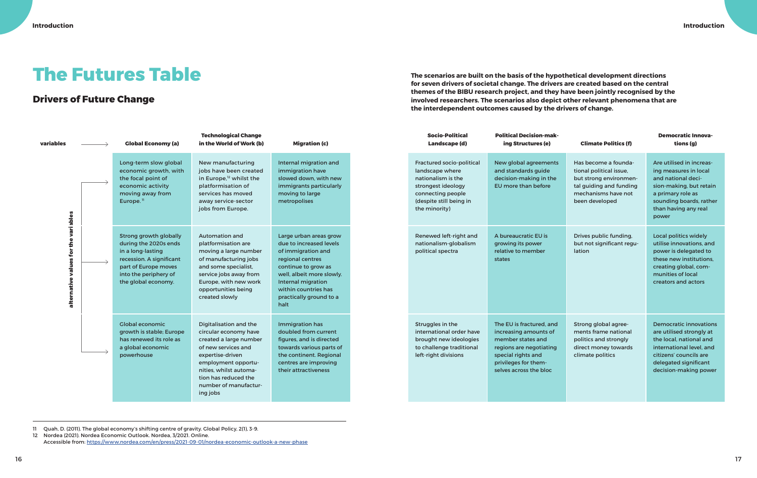# The Futures Table

## Drivers of Future Change

**The scenarios are built on the basis of the hypothetical development directions for seven drivers of societal change. The drivers are created based on the central themes of the BIBU research project, and they have been jointly recognised by the involved researchers. The scenarios also depict other relevant phenomena that are the interdependent outcomes caused by the drivers of change.**

| variables → | Global Economy (a) | Technological Change in the World of Work (b) | Migration (c) | Socio-Political Landscape (d) | Political Decision-making Structures (e) | Climate Politics (f) | Democratic Innovations (g) |
|---|---|---|---|---|---|---|---|
| alternative values for the variables | Long-term slow global economic growth, with the focal point of economic activity moving away from Europe.[11] | New manufacturing jobs have been created in Europe,[12] whilst the platformisation of services has moved away service-sector jobs from Europe. | Internal migration and immigration have slowed down, with new immigrants particularly moving to large metropolises | Fractured socio-political landscape where nationalism is the strongest ideology connecting people (despite still being in the minority) | New global agreements and standards guide decision-making in the EU more than before | Has become a foundational political issue, but strong environmental guiding and funding mechanisms have not been developed | Are utilised in increasing measures in local and national decision-making, but retain a primary role as sounding boards, rather than having any real power |
| | Strong growth globally during the 2020s ends in a long-lasting recession. A significant part of Europe moves into the periphery of the global economy. | Automation and platformisation are moving a large number of manufacturing jobs and some specialist, service jobs away from Europe, with new work opportunities being created slowly | Large urban areas grow due to increased levels of immigration and regional centres continue to grow as well, albeit more slowly. Internal migration within countries has practically ground to a halt | Renewed left-right and nationalism-globalism political spectra | A bureaucratic EU is growing its power relative to member states | Drives public funding, but not significant regulation | Local politics widely utilise innovations, and power is delegated to these new institutions, creating global, communities of local creators and actors |
| | Global economic growth is stable; Europe has renewed its role as a global economic powerhouse | Digitalisation and the circular economy have created a large number of new services and expertise-driven employment opportunities, whilst automation has reduced the number of manufacturing jobs | Immigration has doubled from current figures, and is directed towards various parts of the continent. Regional centres are improving their attractiveness | Struggles in the international order have brought new ideologies to challenge traditional left-right divisions | The EU is fractured, and increasing amounts of member states and regions are negotiating special rights and privileges for themselves across the bloc | Strong global agreements frame national politics and strongly direct money towards climate politics | Democratic innovations are utilised strongly at the local, national and international level, and citizens' councils are delegated significant decision-making power |

11 Quah, D. (2011). The global economy's shifting centre of gravity. Global Policy, 2(1), 3-9.

12 Nordea (2021). Nordea Economic Outlook. Nordea, 3/2021. Online. Accessible from: https://www.nordea.com/en/press/2021-09-01/nordea-economic-outlook-a-new-phase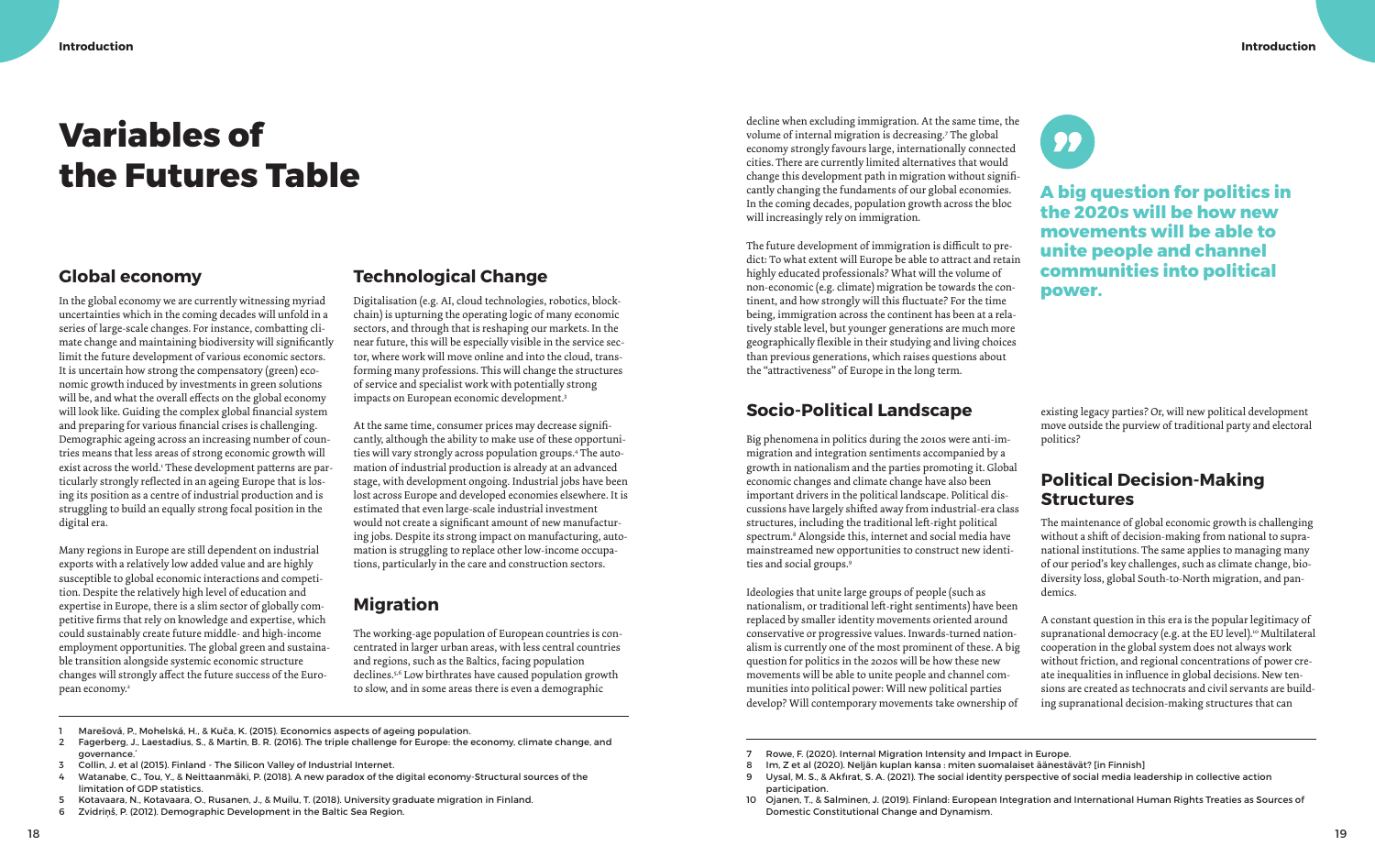# Variables of the Futures Table

## Global economy

In the global economy we are currently witnessing myriad uncertainties which in the coming decades will unfold in a series of large-scale changes. For instance, combatting climate change and maintaining biodiversity will significantly limit the future development of various economic sectors. It is uncertain how strong the compensatory (green) economic growth induced by investments in green solutions will be, and what the overall effects on the global economy will look like. Guiding the complex global financial system and preparing for various financial crises is challenging. Demographic ageing across an increasing number of countries means that less areas of strong economic growth will exist across the world.[1] These development patterns are particularly strongly reflected in an ageing Europe that is losing its position as a centre of industrial production and is struggling to build an equally strong focal position in the digital era.

Many regions in Europe are still dependent on industrial exports with a relatively low added value and are highly susceptible to global economic interactions and competition. Despite the relatively high level of education and expertise in Europe, there is a slim sector of globally competitive firms that rely on knowledge and expertise, which could sustainably create future middle- and high-income employment opportunities. The global green and sustainable transition alongside systemic economic structure changes will strongly affect the future success of the European economy.[2]

## Technological Change

Digitalisation (e.g. AI, cloud technologies, robotics, blockchain) is upturning the operating logic of many economic sectors, and through that is reshaping our markets. In the near future, this will be especially visible in the service sector, where work will move online and into the cloud, transforming many professions. This will change the structures of service and specialist work with potentially strong impacts on European economic development.[3]

At the same time, consumer prices may decrease significantly, although the ability to make use of these opportunities will vary strongly across population groups.[4] The automation of industrial production is already at an advanced stage, with development ongoing. Industrial jobs have been lost across Europe and developed economies elsewhere. It is estimated that even large-scale industrial investment would not create a significant amount of new manufacturing jobs. Despite its strong impact on manufacturing, automation is struggling to replace other low-income occupations, particularly in the care and construction sectors.

## Migration

The working-age population of European countries is concentrated in larger urban areas, with less central countries and regions, such as the Baltics, facing population declines.[5,6] Low birthrates have caused population growth to slow, and in some areas there is even a demographic decline when excluding immigration. At the same time, the volume of internal migration is decreasing.[7] The global economy strongly favours large, internationally connected cities. There are currently limited alternatives that would change this development path in migration without significantly changing the fundaments of our global economies. In the coming decades, population growth across the bloc will increasingly rely on immigration.

The future development of immigration is difficult to predict: To what extent will Europe be able to attract and retain highly educated professionals? What will the volume of non-economic (e.g. climate) migration be towards the continent, and how strongly will this fluctuate? For the time being, immigration across the continent has been at a relatively stable level, but younger generations are much more geographically flexible in their studying and living choices than previous generations, which raises questions about the "attractiveness" of Europe in the long term.

## Socio-Political Landscape

Big phenomena in politics during the 2010s were anti-immigration and integration sentiments accompanied by a growth in nationalism and the parties promoting it. Global economic changes and climate change have also been important drivers in the political landscape. Political discussions have largely shifted away from industrial-era class structures, including the traditional left-right political spectrum.[8] Alongside this, internet and social media have mainstreamed new opportunities to construct new identities and social groups.[9]

Ideologies that unite large groups of people (such as nationalism, or traditional left-right sentiments) have been replaced by smaller identity movements oriented around conservative or progressive values. Inwards-turned nationalism is currently one of the most prominent of these. A big question for politics in the 2020s will be how these new movements will be able to unite people and channel communities into political power: Will new political parties develop? Will contemporary movements take ownership of existing legacy parties? Or, will new political development move outside the purview of traditional party and electoral politics?

> **A big question for politics in the 2020s will be how new movements will be able to unite people and channel communities into political power.**

## Political Decision-Making Structures

The maintenance of global economic growth is challenging without a shift of decision-making from national to supranational institutions. The same applies to managing many of our period's key challenges, such as climate change, biodiversity loss, global South-to-North migration, and pandemics.

A constant question in this era is the popular legitimacy of supranational democracy (e.g. at the EU level).[10] Multilateral cooperation in the global system does not always work without friction, and regional concentrations of power create inequalities in influence in global decisions. New tensions are created as technocrats and civil servants are building supranational decision-making structures that can

---

1. Marešová, P., Mohelská, H., & Kuča, K. (2015). Economics aspects of ageing population.
2. Fagerberg, J., Laestadius, S., & Martin, B. R. (2016). The triple challenge for Europe: the economy, climate change, and governance.
3. Collin, J. et al (2015). Finland - The Silicon Valley of Industrial Internet.
4. Watanabe, C., Tou, Y., & Neittaanmäki, P. (2018). A new paradox of the digital economy-Structural sources of the limitation of GDP statistics.
5. Kotavaara, N., Kotavaara, O., Rusanen, J., & Muilu, T. (2018). University graduate migration in Finland.
6. Zvidriņš, P. (2012). Demographic Development in the Baltic Sea Region.
7. Rowe, F. (2020). Internal Migration Intensity and Impact in Europe.
8. Im, Z et al (2020). Neljän kuplan kansa : miten suomalaiset äänestävät? [in Finnish]
9. Uysal, M. S., & Akfırat, S. A. (2021). The social identity perspective of social media leadership in collective action participation.
10. Ojanen, T., & Salminen, J. (2019). Finland: European Integration and International Human Rights Treaties as Sources of Domestic Constitutional Change and Dynamism.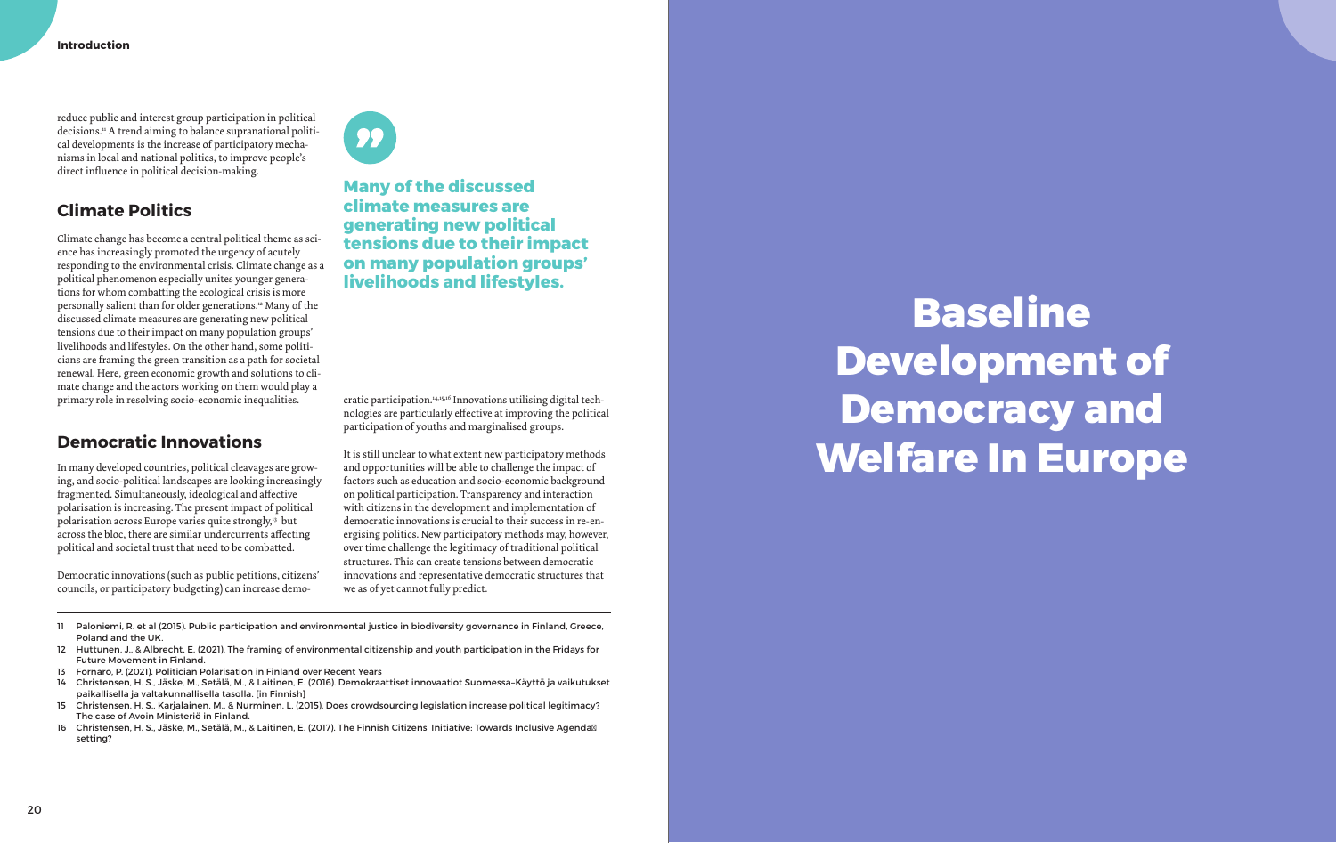reduce public and interest group participation in political decisions.[11] A trend aiming to balance supranational political developments is the increase of participatory mechanisms in local and national politics, to improve people's direct influence in political decision-making.

## Climate Politics

Climate change has become a central political theme as science has increasingly promoted the urgency of acutely responding to the environmental crisis. Climate change as a political phenomenon especially unites younger generations for whom combatting the ecological crisis is more personally salient than for older generations.[12] Many of the discussed climate measures are generating new political tensions due to their impact on many population groups' livelihoods and lifestyles. On the other hand, some politicians are framing the green transition as a path for societal renewal. Here, green economic growth and solutions to climate change and the actors working on them would play a primary role in resolving socio-economic inequalities.

> **Many of the discussed climate measures are generating new political tensions due to their impact on many population groups' livelihoods and lifestyles.**

## Democratic Innovations

In many developed countries, political cleavages are growing, and socio-political landscapes are looking increasingly fragmented. Simultaneously, ideological and affective polarisation is increasing. The present impact of political polarisation across Europe varies quite strongly,[13] but across the bloc, there are similar undercurrents affecting political and societal trust that need to be combatted.

Democratic innovations (such as public petitions, citizens' councils, or participatory budgeting) can increase democratic participation.[14,15,16] Innovations utilising digital technologies are particularly effective at improving the political participation of youths and marginalised groups.

It is still unclear to what extent new participatory methods and opportunities will be able to challenge the impact of factors such as education and socio-economic background on political participation. Transparency and interaction with citizens in the development and implementation of democratic innovations is crucial to their success in re-energising politics. New participatory methods may, however, over time challenge the legitimacy of traditional political structures. This can create tensions between democratic innovations and representative democratic structures that we as of yet cannot fully predict.

---

11 Paloniemi, R. et al (2015). Public participation and environmental justice in biodiversity governance in Finland, Greece, Poland and the UK.
12 Huttunen, J., & Albrecht, E. (2021). The framing of environmental citizenship and youth participation in the Fridays for Future Movement in Finland.
13 Fornaro, P. (2021). Politician Polarisation in Finland over Recent Years
14 Christensen, H. S., Jäske, M., Setälä, M., & Laitinen, E. (2016). Demokraattiset innovaatiot Suomessa–Käyttö ja vaikutukset paikallisella ja valtakunnallisella tasolla. [in Finnish]
15 Christensen, H. S., Karjalainen, M., & Nurminen, L. (2015). Does crowdsourcing legislation increase political legitimacy? The case of Avoin Ministeriö in Finland.
16 Christensen, H. S., Jäske, M., Setälä, M., & Laitinen, E. (2017). The Finnish Citizens' Initiative: Towards Inclusive Agenda-setting?

# Baseline Development of Democracy and Welfare In Europe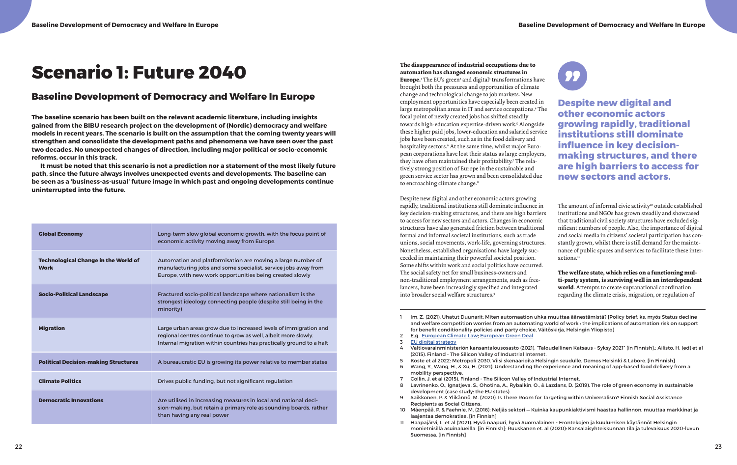# Scenario 1: Future 2040

## Baseline Development of Democracy and Welfare In Europe

**The baseline scenario has been built on the relevant academic literature, including insights gained from the BIBU research project on the development of (Nordic) democracy and welfare models in recent years. The scenario is built on the assumption that the coming twenty years will strengthen and consolidate the development paths and phenomena we have seen over the past two decades. No unexpected changes of direction, including major political or socio-economic reforms, occur in this track.**

**It must be noted that this scenario is not a prediction nor a statement of the most likely future path, since the future always involves unexpected events and developments. The baseline can be seen as a 'business-as-usual' future image in which past and ongoing developments continue uninterrupted into the future.**

| | |
|---|---|
| **Global Economy** | Long-term slow global economic growth, with the focus point of economic activity moving away from Europe. |
| **Technological Change in the World of Work** | Automation and platformisation are moving a large number of manufacturing jobs and some specialist, service jobs away from Europe, with new work opportunities being created slowly |
| **Socio-Political Landscape** | Fractured socio-political landscape where nationalism is the strongest ideology connecting people (despite still being in the minority) |
| **Migration** | Large urban areas grow due to increased levels of immigration and regional centres continue to grow as well, albeit more slowly. Internal migration within countries has practically ground to a halt |
| **Political Decision-making Structures** | A bureaucratic EU is growing its power relative to member states |
| **Climate Politics** | Drives public funding, but not significant regulation |
| **Democratic Innovations** | Are utilised in increasing measures in local and national decision-making, but retain a primary role as sounding boards, rather than having any real power |

**The disappearance of industrial occupations due to automation has changed economic structures in Europe.**[1] The EU's green[2] and digital[3] transformations have brought both the pressures and opportunities of climate change and technological change to job markets. New employment opportunities have especially been created in large metropolitan areas in IT and service occupations.[4] The focal point of newly created jobs has shifted steadily towards high-education expertise-driven work.[5] Alongside these higher paid jobs, lower-education and salaried service jobs have been created, such as in the food delivery and hospitality sectors.[6] At the same time, whilst major European corporations have lost their status as large employers, they have often maintained their profitability.[7] The relatively strong position of Europe in the sustainable and green service sector has grown and been consolidated due to encroaching climate change.[8]

Despite new digital and other economic actors growing rapidly, traditional institutions still dominate influence in key decision-making structures, and there are high barriers to access for new sectors and actors. Changes in economic structures have also generated friction between traditional formal and informal societal institutions, such as trade unions, social movements, work-life, governing structures. Nonetheless, established organisations have largely succeeded in maintaining their powerful societal position. Some shifts within work and social politics have occurred. The social safety net for small business-owners and non-traditional employment arrangements, such as freelancers, have been increasingly specified and integrated into broader social welfare structures.[9]

> **Despite new digital and other economic actors growing rapidly, traditional institutions still dominate influence in key decision-making structures, and there are high barriers to access for new sectors and actors.**

The amount of informal civic activity[10] outside established institutions and NGOs has grown steadily and showcased that traditional civil society structures have excluded significant numbers of people. Also, the importance of digital and social media in citizens' societal participation has constantly grown, whilst there is still demand for the maintenance of public spaces and services to facilitate these interactions.[11]

**The welfare state, which relies on a functioning multi-party system, is surviving well in an interdependent world**. Attempts to create supranational coordination regarding the climate crisis, migration, or regulation of

---

1. Im, Z. (2021). Uhatut Duunarit: Miten automaation uhka muuttaa äänestämistä? [Policy brief; ks. myös Status decline and welfare competition worries from an automating world of work : the implications of automation risk on support for benefit conditionality policies and party choice, Väitöskirja, Helsingin Yliopisto]
2. E.g., European Climate Law; European Green Deal
3. EU digital strategy
4. Valtiovarainministeriön kansantalousosasto (2021). "Taloudellinen Katsaus - Syksy 2021" [in Finnish].; Ailisto, H. (ed) et al (2015). Finland - The Silicon Valley of Industrial Internet.
5. Koste et al 2022: Metropoli 2030. Viisi skenaarioita Helsingin seudulle. Demos Helsinki & Labore. [in Finnish]
6. Wang, Y., Wang, H., & Xu, H. (2021). Understanding the experience and meaning of app-based food delivery from a mobility perspective.
7. Collin, J. et al (2015). Finland - The Silicon Valley of Industrial Internet.
8. Lavrinenko, O., Ignatjeva, S., Ohotina, A., Rybalkin, O., & Lazdans, D. (2019). The role of green economy in sustainable development (case study: the EU states).
9. Saikkonen, P. & Ylikännö, M. (2020). Is There Room for Targeting within Universalism? Finnish Social Assistance Recipients as Social Citizens.
10. Mäenpää, P. & Faehnle, M. (2016): Neljäs sektori — Kuinka kaupunkiaktivismi haastaa hallinnon, muuttaa markkinat ja laajentaa demokratiaa. [in Finnish]
11. Haapajärvi, L. et al (2021). Hyvä naapuri, hyvä Suomalainen - Erontekojen ja kuulumisen käytännöt Helsingin monietnisillä asuinalueilla. [in Finnish]; Ruuskanen et. al (2020): Kansalaisyhteiskunnan tila ja tulevaisuus 2020-luvun Suomessa. [in Finnish]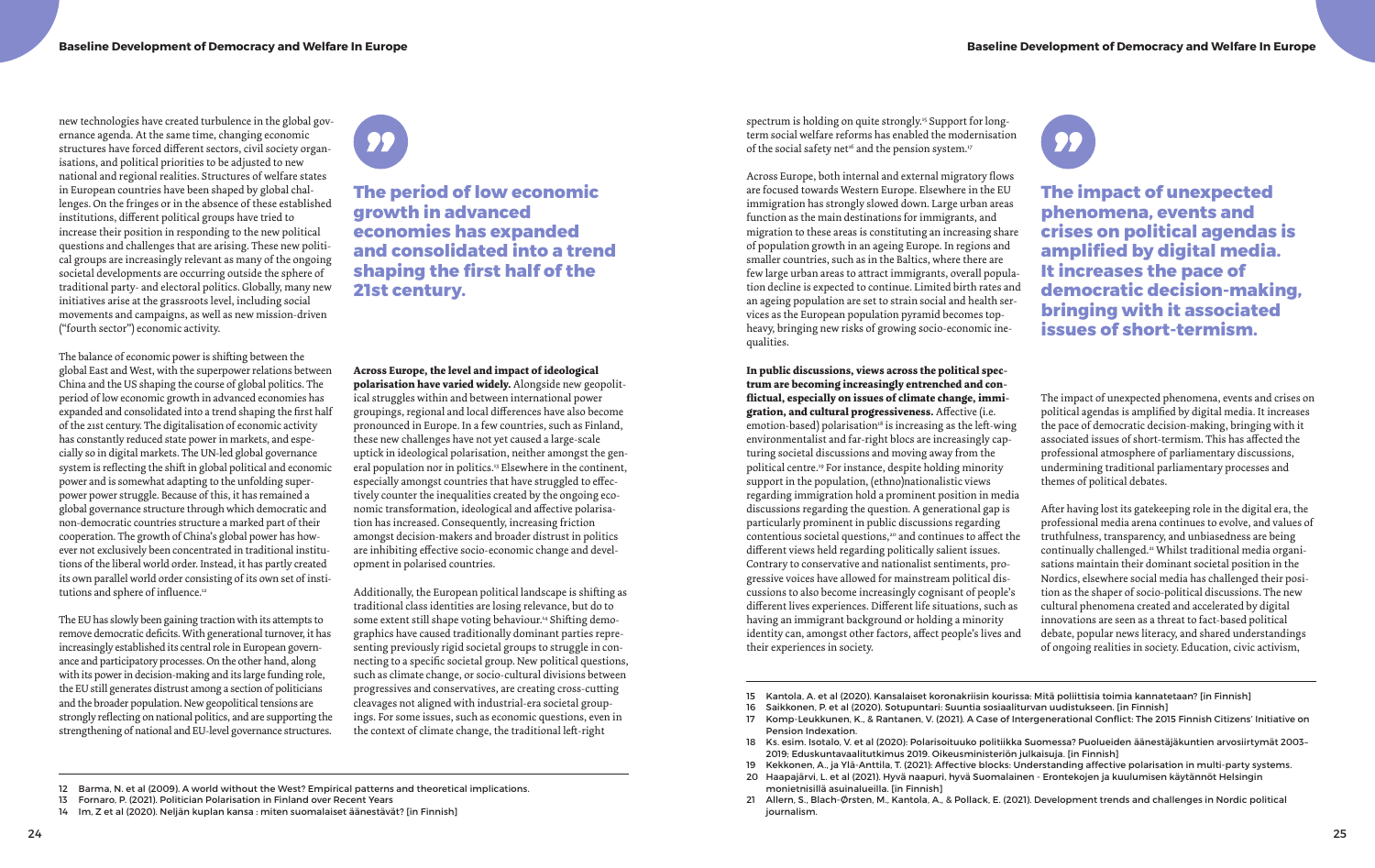new technologies have created turbulence in the global governance agenda. At the same time, changing economic structures have forced different sectors, civil society organisations, and political priorities to be adjusted to new national and regional realities. Structures of welfare states in European countries have been shaped by global challenges. On the fringes or in the absence of these established institutions, different political groups have tried to increase their position in responding to the new political questions and challenges that are arising. These new political groups are increasingly relevant as many of the ongoing societal developments are occurring outside the sphere of traditional party- and electoral politics. Globally, many new initiatives arise at the grassroots level, including social movements and campaigns, as well as new mission-driven ("fourth sector") economic activity.

The balance of economic power is shifting between the global East and West, with the superpower relations between China and the US shaping the course of global politics. The period of low economic growth in advanced economies has expanded and consolidated into a trend shaping the first half of the 21st century. The digitalisation of economic activity has constantly reduced state power in markets, and especially so in digital markets. The UN-led global governance system is reflecting the shift in global political and economic power and is somewhat adapting to the unfolding superpower power struggle. Because of this, it has remained a global governance structure through which democratic and non-democratic countries structure a marked part of their cooperation. The growth of China's global power has however not exclusively been concentrated in traditional institutions of the liberal world order. Instead, it has partly created its own parallel world order consisting of its own set of institutions and sphere of influence.[12]

The EU has slowly been gaining traction with its attempts to remove democratic deficits. With generational turnover, it has increasingly established its central role in European governance and participatory processes. On the other hand, along with its power in decision-making and its large funding role, the EU still generates distrust among a section of politicians and the broader population. New geopolitical tensions are strongly reflecting on national politics, and are supporting the strengthening of national and EU-level governance structures.

> **The period of low economic growth in advanced economies has expanded and consolidated into a trend shaping the first half of the 21st century.**

**Across Europe, the level and impact of ideological polarisation have varied widely.** Alongside new geopolitical struggles within and between international power groupings, regional and local differences have also become pronounced in Europe. In a few countries, such as Finland, these new challenges have not yet caused a large-scale uptick in ideological polarisation, neither amongst the general population nor in politics.[13] Elsewhere in the continent, especially amongst countries that have struggled to effectively counter the inequalities created by the ongoing economic transformation, ideological and affective polarisation has increased. Consequently, increasing friction amongst decision-makers and broader distrust in politics are inhibiting effective socio-economic change and development in polarised countries.

Additionally, the European political landscape is shifting as traditional class identities are losing relevance, but do to some extent still shape voting behaviour.[14] Shifting demographics have caused traditionally dominant parties representing previously rigid societal groups to struggle in connecting to a specific societal group. New political questions, such as climate change, or socio-cultural divisions between progressives and conservatives, are creating cross-cutting cleavages not aligned with industrial-era societal groupings. For some issues, such as economic questions, even in the context of climate change, the traditional left-right spectrum is holding on quite strongly.[15] Support for long-term social welfare reforms has enabled the modernisation of the social safety net[16] and the pension system.[17]

Across Europe, both internal and external migratory flows are focused towards Western Europe. Elsewhere in the EU immigration has strongly slowed down. Large urban areas function as the main destinations for immigrants, and migration to these areas is constituting an increasing share of population growth in an ageing Europe. In regions and smaller countries, such as in the Baltics, where there are few large urban areas to attract immigrants, overall population decline is expected to continue. Limited birth rates and an ageing population are set to strain social and health services as the European population pyramid becomes top-heavy, bringing new risks of growing socio-economic inequalities.

**In public discussions, views across the political spectrum are becoming increasingly entrenched and conflictual, especially on issues of climate change, immigration, and cultural progressiveness.** Affective (i.e. emotion-based) polarisation[18] is increasing as the left-wing environmentalist and far-right blocs are increasingly capturing societal discussions and moving away from the political centre.[19] For instance, despite holding minority support in the population, (ethno)nationalistic views regarding immigration hold a prominent position in media discussions regarding the question. A generational gap is particularly prominent in public discussions regarding contentious societal questions,[20] and continues to affect the different views held regarding politically salient issues. Contrary to conservative and nationalist sentiments, progressive voices have allowed for mainstream political discussions to also become increasingly cognisant of people's different lives experiences. Different life situations, such as having an immigrant background or holding a minority identity can, amongst other factors, affect people's lives and their experiences in society.

> **The impact of unexpected phenomena, events and crises on political agendas is amplified by digital media. It increases the pace of democratic decision-making, bringing with it associated issues of short-termism.**

The impact of unexpected phenomena, events and crises on political agendas is amplified by digital media. It increases the pace of democratic decision-making, bringing with it associated issues of short-termism. This has affected the professional atmosphere of parliamentary discussions, undermining traditional parliamentary processes and themes of political debates.

After having lost its gatekeeping role in the digital era, the professional media arena continues to evolve, and values of truthfulness, transparency, and unbiasedness are being continually challenged.[21] Whilst traditional media organisations maintain their dominant societal position in the Nordics, elsewhere social media has challenged their position as the shaper of socio-political discussions. The new cultural phenomena created and accelerated by digital innovations are seen as a threat to fact-based political debate, popular news literacy, and shared understandings of ongoing realities in society. Education, civic activism,

---

12 Barma, N. et al (2009). A world without the West? Empirical patterns and theoretical implications.
13 Fornaro, P. (2021). Politician Polarisation in Finland over Recent Years
14 Im, Z et al (2020). Neljän kuplan kansa : miten suomalaiset äänestävät? [in Finnish]
15 Kantola, A. et al (2020). Kansalaiset koronakriisin kourissa: Mitä poliittisia toimia kannatetaan? [in Finnish]
16 Saikkonen, P. et al (2020). Sotupuntari: Suuntia sosiaaliturvan uudistukseen. [in Finnish]
17 Komp-Leukkunen, K., & Rantanen, V. (2021). A Case of Intergenerational Conflict: The 2015 Finnish Citizens' Initiative on Pension Indexation.
18 Ks. esim. Isotalo, V. et al (2020): Polarisoituuko politiikka Suomessa? Puolueiden äänestäjäkuntien arvosiirtymät 2003–2019; Eduskuntavaalitutkimus 2019. Oikeusministeriön julkaisuja. [in Finnish]
19 Kekkonen, A., ja Ylä-Anttila, T. (2021): Affective blocks: Understanding affective polarisation in multi-party systems.
20 Haapajärvi, L. et al (2021). Hyvä naapuri, hyvä Suomalainen - Erontekojen ja kuulumisen käytännöt Helsingin monietnisillä asuinalueilla. [in Finnish]
21 Allern, S., Blach-Ørsten, M., Kantola, A., & Pollack, E. (2021). Development trends and challenges in Nordic political journalism.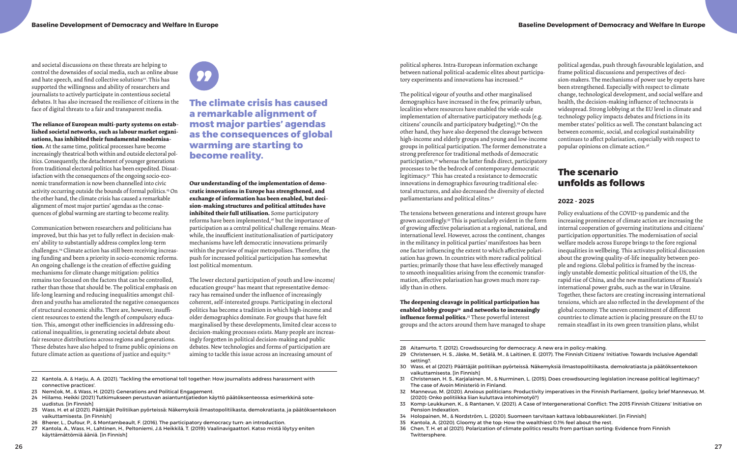and societal discussions on these threats are helping to control the downsides of social media, such as online abuse and hate speech, and find collective solutions[22]. This has supported the willingness and ability of researchers and journalists to actively participate in contentious societal debates. It has also increased the resilience of citizens in the face of digital threats to a fair and transparent media.

**The reliance of European multi-party systems on established societal networks, such as labour market organisations, has inhibited their fundamental modernisation.** At the same time, political processes have become increasingly theatrical both within and outside electoral politics. Consequently, the detachment of younger generations from traditional electoral politics has been expedited. Dissatisfaction with the consequences of the ongoing socio-economic transformation is now been channelled into civic activity occurring outside the bounds of formal politics.[23] On the other hand, the climate crisis has caused a remarkable alignment of most major parties' agendas as the consequences of global warming are starting to become reality.

Communication between researchers and politicians has improved, but this has yet to fully reflect in decision-makers' ability to substantially address complex long-term challenges.[24] Climate action has still been receiving increasing funding and been a priority in socio-economic reforms. An ongoing challenge is the creation of effective guiding mechanisms for climate change mitigation: politics remains too focused on the factors that can be controlled, rather than those that should be. The political emphasis on life-long learning and reducing inequalities amongst children and youths has ameliorated the negative consequences of structural economic shifts. There are, however, insufficient resources to extend the length of compulsory education. This, amongst other inefficiencies in addressing educational inequalities, is generating societal debate about fair resource distributions across regions and generations. These debates have also helped to frame public opinions on future climate action as questions of justice and equity.[25]

> **The climate crisis has caused a remarkable alignment of most major parties' agendas as the consequences of global warming are starting to become reality.**

**Our understanding of the implementation of democratic innovations in Europe has strengthened, and exchange of information has been enabled, but decision-making structures and political attitudes have inhibited their full utilisation.** Some participatory reforms have been implemented,[26] but the importance of participation as a central political challenge remains. Meanwhile, the insufficient institutionalisation of participatory mechanisms have left democratic innovations primarily within the purview of major metropolises. Therefore, the push for increased political participation has somewhat lost political momentum.

The lower electoral participation of youth and low-income/education groups[27] has meant that representative democracy has remained under the influence of increasingly coherent, self-interested groups. Participating in electoral politics has become a tradition in which high-income and older demographics dominate. For groups that have felt marginalised by these developments, limited clear access to decision-making processes exists. Many people are increasingly forgotten in political decision-making and public debates. New technologies and forms of participation are aiming to tackle this issue across an increasing amount of political spheres. Intra-European information exchange between national political-academic elites about participatory experiments and innovations has increased.[28]

The political vigour of youths and other marginalised demographics have increased in the few, primarily urban, localities where resources have enabled the wide-scale implementation of alternative participatory methods (e.g. citizens' councils and participatory budgeting).[29] On the other hand, they have also deepened the cleavage between high-income and elderly groups and young and low-income groups in political participation. The former demonstrate a strong preference for traditional methods of democratic participation,[30] whereas the latter finds direct, participatory processes to be the bedrock of contemporary democratic legitimacy.[31] This has created a resistance to democratic innovations in demographics favouring traditional electoral structures, and also decreased the diversity of elected parliamentarians and political elites.[32]

The tensions between generations and interest groups have grown accordingly.[33] This is particularly evident in the form of growing affective polarisation at a regional, national, and international level. However, across the continent, changes in the militancy in political parties' manifestoes has been one factor influencing the extent to which affective polarisation has grown. In countries with more radical political parties; primarily those that have less effectively managed to smooth inequalities arising from the economic transformation, affective polarisation has grown much more rapidly than in others.

**The deepening cleavage in political participation has enabled lobby groups[34] and networks to increasingly influence formal politics.**[35] These powerful interest groups and the actors around them have managed to shape political agendas, push through favourable legislation, and frame political discussions and perspectives of decision-makers. The mechanisms of power use by experts have been strengthened. Especially with respect to climate change, technological development, and social welfare and health, the decision-making influence of technocrats is widespread. Strong lobbying at the EU level in climate and technology policy impacts debates and frictions in its member states' politics as well. The constant balancing act between economic, social, and ecological sustainability continues to affect polarisation, especially with respect to popular opinions on climate action.[36]

## The scenario unfolds as follows

### 2022 - 2025

Policy evaluations of the COVID-19 pandemic and the increasing prominence of climate action are increasing the internal cooperation of governing institutions and citizens' participation opportunities. The modernisation of social welfare models across Europe brings to the fore regional inequalities in wellbeing. This activates political discussion about the growing quality-of-life inequality between people and regions. Global politics is framed by the increasingly unstable domestic political situation of the US, the rapid rise of China, and the new manifestations of Russia's international power grabs, such as the war in Ukraine. Together, these factors are creating increasing international tensions, which are also reflected in the development of the global economy. The uneven commitment of different countries to climate action is placing pressure on the EU to remain steadfast in its own green transition plans, whilst

---

22 Kantola, A. & Harju, A. A. (2021). 'Tackling the emotional toll together: How journalists address harassment with connective practices'.
23 Nemčok, M., & Wass, H. (2021): Generations and Political Engagement.
24 Hiilamo, Heikki (2021) Tutkimukseen perustuvan asiantuntijatiedon käyttö päätöksenteossa: esimerkkinä sote-uudistus. [in Finnish]
25 Wass, H. et al (2021). Päättäjät Politiikan pyörteissä: Näkemyksiä ilmastopolitiikasta, demokratiasta, ja päätöksentekoon vaikuttamisesta. [in Finnish]
26 Bherer, L., Dufour, P., & Montambeault, F. (2016). The participatory democracy turn: an introduction.
27 Kantola, A., Wass, H., Lahtinen, H., Peltoniemi, J.& Heikkilä, T. (2019): Vaalinavigaattori. Katso mistä löytyy eniten käyttämättömiä ääniä. [in Finnish]
28 Aitamurto, T. (2012). Crowdsourcing for democracy: A new era in policy-making.
29 Christensen, H. S., Jäske, M., Setälä, M., & Laitinen, E. (2017). The Finnish Citizens' Initiative: Towards Inclusive Agenda-setting?.
30 Wass, et al (2021): Päättäjät politiikan pyörteissä. Näkemyksiä ilmastopolitiikasta, demokratiasta ja päätöksentekoon vaikuttamisesta. [in Finnish]
31 Christensen, H. S., Karjalainen, M., & Nurminen, L. (2015). Does crowdsourcing legislation increase political legitimacy? The case of Avoin Ministeriö in Finland.
32 Mannevuo, M. (2020). Anxious politicians: Productivity imperatives in the Finnish Parliament, (policy brief Mannevuo, M. (2020): Onko politiikka liian kuluttava intohimotyö?)
33 Komp-Leukkunen, K., & Rantanen, V. (2021). A Case of Intergenerational Conflict: The 2015 Finnish Citizens' Initiative on Pension Indexation.
34 Holopainen, M., & Nordström, L. (2020). Suomeen tarvitaan kattava lobbausrekisteri. [in Finnish]
35 Kantola, A. (2020). Gloomy at the top: How the wealthiest 0.1% feel about the rest.
36 Chen, T. H. et al (2021). Polarization of climate politics results from partisan sorting: Evidence from Finnish Twittersphere.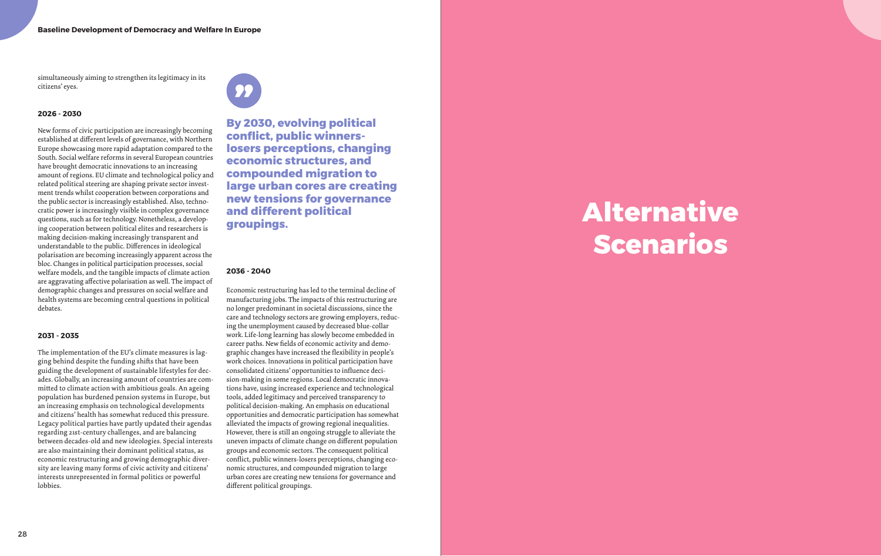simultaneously aiming to strengthen its legitimacy in its citizens' eyes.

### 2026 - 2030

New forms of civic participation are increasingly becoming established at different levels of governance, with Northern Europe showcasing more rapid adaptation compared to the South. Social welfare reforms in several European countries have brought democratic innovations to an increasing amount of regions. EU climate and technological policy and related political steering are shaping private sector investment trends whilst cooperation between corporations and the public sector is increasingly established. Also, technocratic power is increasingly visible in complex governance questions, such as for technology. Nonetheless, a developing cooperation between political elites and researchers is making decision-making increasingly transparent and understandable to the public. Differences in ideological polarisation are becoming increasingly apparent across the bloc. Changes in political participation processes, social welfare models, and the tangible impacts of climate action are aggravating affective polarisation as well. The impact of demographic changes and pressures on social welfare and health systems are becoming central questions in political debates.

### 2031 - 2035

The implementation of the EU's climate measures is lagging behind despite the funding shifts that have been guiding the development of sustainable lifestyles for decades. Globally, an increasing amount of countries are committed to climate action with ambitious goals. An ageing population has burdened pension systems in Europe, but an increasing emphasis on technological developments and citizens' health has somewhat reduced this pressure. Legacy political parties have partly updated their agendas regarding 21st-century challenges, and are balancing between decades-old and new ideologies. Special interests are also maintaining their dominant political status, as economic restructuring and growing demographic diversity are leaving many forms of civic activity and citizens' interests unrepresented in formal politics or powerful lobbies.

> **By 2030, evolving political conflict, public winners-losers perceptions, changing economic structures, and compounded migration to large urban cores are creating new tensions for governance and different political groupings.**

### 2036 - 2040

Economic restructuring has led to the terminal decline of manufacturing jobs. The impacts of this restructuring are no longer predominant in societal discussions, since the care and technology sectors are growing employers, reducing the unemployment caused by decreased blue-collar work. Life-long learning has slowly become embedded in career paths. New fields of economic activity and demographic changes have increased the flexibility in people's work choices. Innovations in political participation have consolidated citizens' opportunities to influence decision-making in some regions. Local democratic innovations have, using increased experience and technological tools, added legitimacy and perceived transparency to political decision-making. An emphasis on educational opportunities and democratic participation has somewhat alleviated the impacts of growing regional inequalities. However, there is still an ongoing struggle to alleviate the uneven impacts of climate change on different population groups and economic sectors. The consequent political conflict, public winners-losers perceptions, changing economic structures, and compounded migration to large urban cores are creating new tensions for governance and different political groupings.

# Alternative Scenarios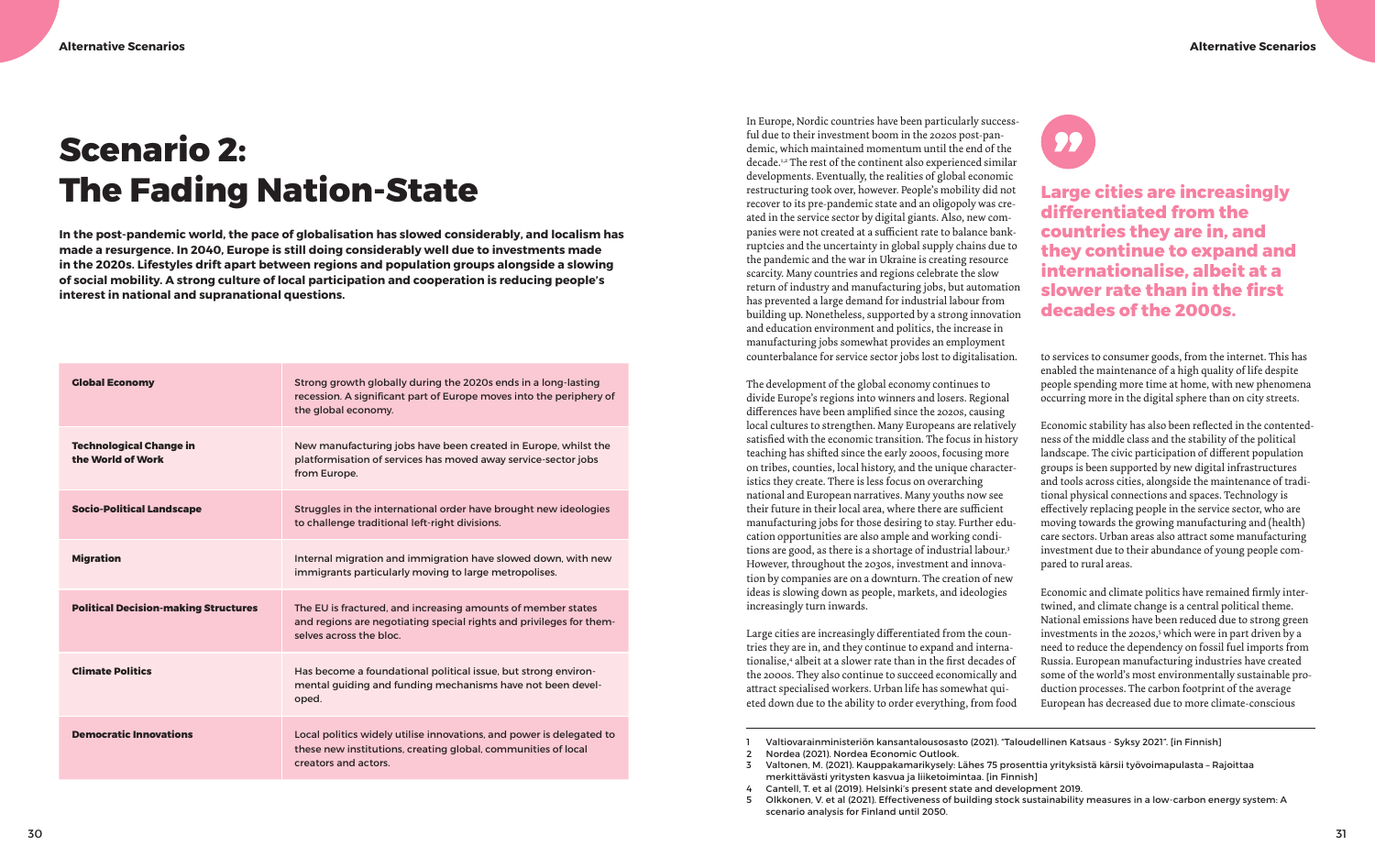# Scenario 2: The Fading Nation-State

**In the post-pandemic world, the pace of globalisation has slowed considerably, and localism has made a resurgence. In 2040, Europe is still doing considerably well due to investments made in the 2020s. Lifestyles drift apart between regions and population groups alongside a slowing of social mobility. A strong culture of local participation and cooperation is reducing people's interest in national and supranational questions.**

| | |
|---|---|
| **Global Economy** | Strong growth globally during the 2020s ends in a long-lasting recession. A significant part of Europe moves into the periphery of the global economy. |
| **Technological Change in the World of Work** | New manufacturing jobs have been created in Europe, whilst the platformisation of services has moved away service-sector jobs from Europe. |
| **Socio-Political Landscape** | Struggles in the international order have brought new ideologies to challenge traditional left-right divisions. |
| **Migration** | Internal migration and immigration have slowed down, with new immigrants particularly moving to large metropolises. |
| **Political Decision-making Structures** | The EU is fractured, and increasing amounts of member states and regions are negotiating special rights and privileges for themselves across the bloc. |
| **Climate Politics** | Has become a foundational political issue, but strong environmental guiding and funding mechanisms have not been developed. |
| **Democratic Innovations** | Local politics widely utilise innovations, and power is delegated to these new institutions, creating global, communities of local creators and actors. |

In Europe, Nordic countries have been particularly successful due to their investment boom in the 2020s post-pandemic, which maintained momentum until the end of the decade.[1,2] The rest of the continent also experienced similar developments. Eventually, the realities of global economic restructuring took over, however. People's mobility did not recover to its pre-pandemic state and an oligopoly was created in the service sector by digital giants. Also, new companies were not created at a sufficient rate to balance bankruptcies and the uncertainty in global supply chains due to the pandemic and the war in Ukraine is creating resource scarcity. Many countries and regions celebrate the slow return of industry and manufacturing jobs, but automation has prevented a large demand for industrial labour from building up. Nonetheless, supported by a strong innovation and education environment and politics, the increase in manufacturing jobs somewhat provides an employment counterbalance for service sector jobs lost to digitalisation.

The development of the global economy continues to divide Europe's regions into winners and losers. Regional differences have been amplified since the 2020s, causing local cultures to strengthen. Many Europeans are relatively satisfied with the economic transition. The focus in history teaching has shifted since the early 2000s, focusing more on tribes, counties, local history, and the unique characteristics they create. There is less focus on overarching national and European narratives. Many youths now see their future in their local area, where there are sufficient manufacturing jobs for those desiring to stay. Further education opportunities are also ample and working conditions are good, as there is a shortage of industrial labour.[3] However, throughout the 2030s, investment and innovation by companies are on a downturn. The creation of new ideas is slowing down as people, markets, and ideologies increasingly turn inwards.

Large cities are increasingly differentiated from the countries they are in, and they continue to expand and internationalise,[4] albeit at a slower rate than in the first decades of the 2000s. They also continue to succeed economically and attract specialised workers. Urban life has somewhat quieted down due to the ability to order everything, from food to services to consumer goods, from the internet. This has enabled the maintenance of a high quality of life despite people spending more time at home, with new phenomena occurring more in the digital sphere than on city streets.

> **Large cities are increasingly differentiated from the countries they are in, and they continue to expand and internationalise, albeit at a slower rate than in the first decades of the 2000s.**

Economic stability has also been reflected in the contentedness of the middle class and the stability of the political landscape. The civic participation of different population groups is been supported by new digital infrastructures and tools across cities, alongside the maintenance of traditional physical connections and spaces. Technology is effectively replacing people in the service sector, who are moving towards the growing manufacturing and (health) care sectors. Urban areas also attract some manufacturing investment due to their abundance of young people compared to rural areas.

Economic and climate politics have remained firmly intertwined, and climate change is a central political theme. National emissions have been reduced due to strong green investments in the 2020s,[5] which were in part driven by a need to reduce the dependency on fossil fuel imports from Russia. European manufacturing industries have created some of the world's most environmentally sustainable production processes. The carbon footprint of the average European has decreased due to more climate-conscious

1. Valtiovarainministeriön kansantalousosasto (2021). "Taloudellinen Katsaus - Syksy 2021". [in Finnish]
2. Nordea (2021). Nordea Economic Outlook.
3. Valtonen, M. (2021). Kauppakamarikysely: Lähes 75 prosenttia yrityksistä kärsii työvoimapulasta – Rajoittaa merkittävästi yritysten kasvua ja liiketoimintaa. [in Finnish]
4. Cantell, T. et al (2019). Helsinki's present state and development 2019.
5. Olkkonen, V. et al (2021). Effectiveness of building stock sustainability measures in a low-carbon energy system: A scenario analysis for Finland until 2050.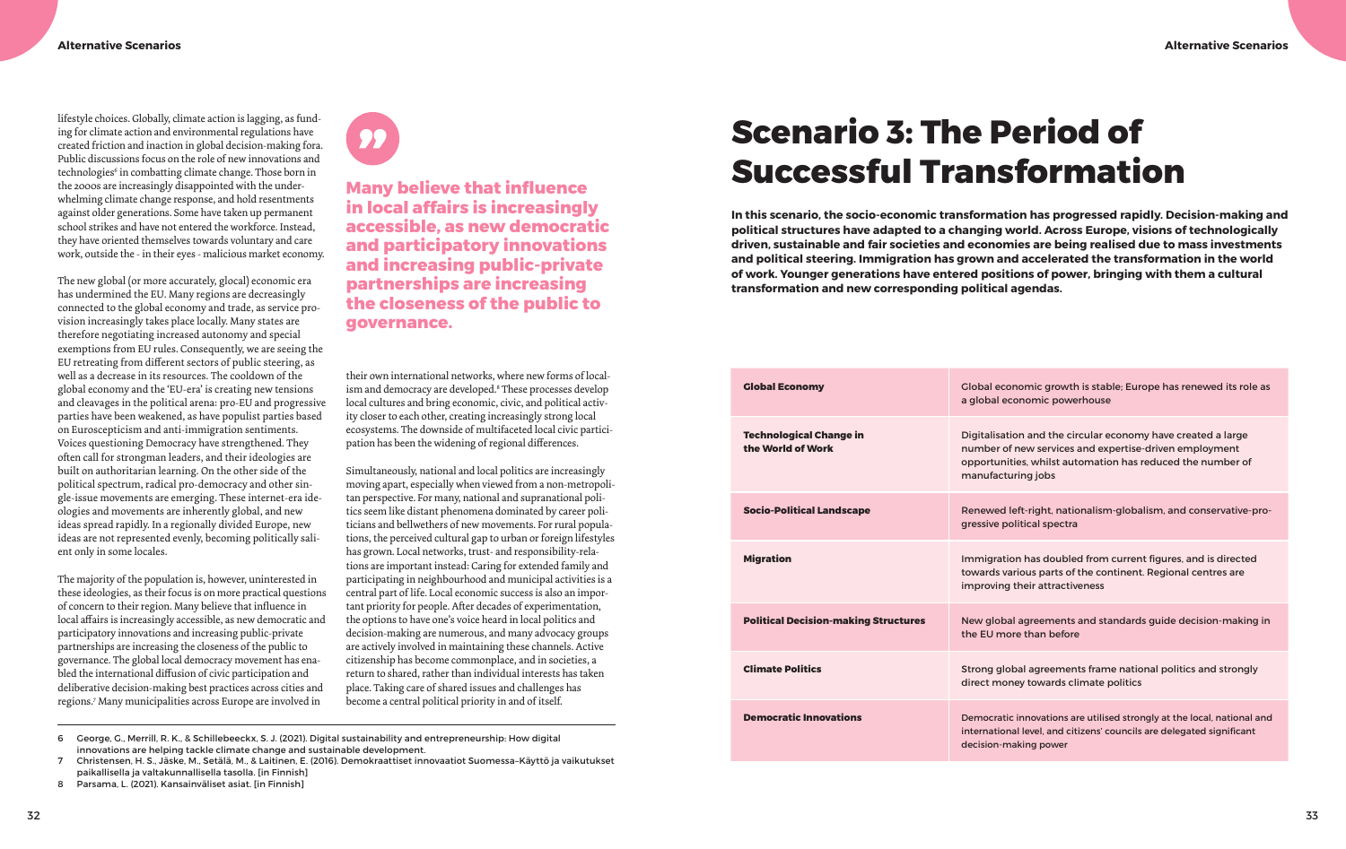lifestyle choices. Globally, climate action is lagging, as funding for climate action and environmental regulations have created friction and inaction in global decision-making fora. Public discussions focus on the role of new innovations and technologies[6] in combatting climate change. Those born in the 2000s are increasingly disappointed with the underwhelming climate change response, and hold resentments against older generations. Some have taken up permanent school strikes and have not entered the workforce. Instead, they have oriented themselves towards voluntary and care work, outside the - in their eyes - malicious market economy.

The new global (or more accurately, glocal) economic era has undermined the EU. Many regions are decreasingly connected to the global economy and trade, as service provision increasingly takes place locally. Many states are therefore negotiating increased autonomy and special exemptions from EU rules. Consequently, we are seeing the EU retreating from different sectors of public steering, as well as a decrease in its resources. The cooldown of the global economy and the 'EU-era' is creating new tensions and cleavages in the political arena: pro-EU and progressive parties have been weakened, as have populist parties based on Euroscepticism and anti-immigration sentiments. Voices questioning Democracy have strengthened. They often call for strongman leaders, and their ideologies are built on authoritarian learning. On the other side of the political spectrum, radical pro-democracy and other single-issue movements are emerging. These internet-era ideologies and movements are inherently global, and new ideas spread rapidly. In a regionally divided Europe, new ideas are not represented evenly, becoming politically salient only in some locales.

The majority of the population is, however, uninterested in these ideologies, as their focus is on more practical questions of concern to their region. Many believe that influence in local affairs is increasingly accessible, as new democratic and participatory innovations and increasing public-private partnerships are increasing the closeness of the public to governance. The global local democracy movement has enabled the international diffusion of civic participation and deliberative decision-making best practices across cities and regions.[7] Many municipalities across Europe are involved in their own international networks, where new forms of localism and democracy are developed.[8] These processes develop local cultures and bring economic, civic, and political activity closer to each other, creating increasingly strong local ecosystems. The downside of multifaceted local civic participation has been the widening of regional differences.

> **Many believe that influence in local affairs is increasingly accessible, as new democratic and participatory innovations and increasing public-private partnerships are increasing the closeness of the public to governance.**

Simultaneously, national and local politics are increasingly moving apart, especially when viewed from a non-metropolitan perspective. For many, national and supranational politics seem like distant phenomena dominated by career politicians and bellwethers of new movements. For rural populations, the perceived cultural gap to urban or foreign lifestyles has grown. Local networks, trust- and responsibility-relations are important instead: Caring for extended family and participating in neighbourhood and municipal activities is a central part of life. Local economic success is also an important priority for people. After decades of experimentation, the options to have one's voice heard in local politics and decision-making are numerous, and many advocacy groups are actively involved in maintaining these channels. Active citizenship has become commonplace, and in societies, a return to shared, rather than individual interests has taken place. Taking care of shared issues and challenges has become a central political priority in and of itself.

6 George, G., Merrill, R. K., & Schillebeeckx, S. J. (2021). Digital sustainability and entrepreneurship: How digital innovations are helping tackle climate change and sustainable development.
7 Christensen, H. S., Jäske, M., Setälä, M., & Laitinen, E. (2016). Demokraattiset innovaatiot Suomessa–Käyttö ja vaikutukset paikallisella ja valtakunnallisella tasolla. [in Finnish]
8 Parsama, L. (2021). Kansainväliset asiat. [in Finnish]

# Scenario 3: The Period of Successful Transformation

**In this scenario, the socio-economic transformation has progressed rapidly. Decision-making and political structures have adapted to a changing world. Across Europe, visions of technologically driven, sustainable and fair societies and economies are being realised due to mass investments and political steering. Immigration has grown and accelerated the transformation in the world of work. Younger generations have entered positions of power, bringing with them a cultural transformation and new corresponding political agendas.**

| | |
|---|---|
| **Global Economy** | Global economic growth is stable; Europe has renewed its role as a global economic powerhouse |
| **Technological Change in the World of Work** | Digitalisation and the circular economy have created a large number of new services and expertise-driven employment opportunities, whilst automation has reduced the number of manufacturing jobs |
| **Socio-Political Landscape** | Renewed left-right, nationalism-globalism, and conservative-progressive political spectra |
| **Migration** | Immigration has doubled from current figures, and is directed towards various parts of the continent. Regional centres are improving their attractiveness |
| **Political Decision-making Structures** | New global agreements and standards guide decision-making in the EU more than before |
| **Climate Politics** | Strong global agreements frame national politics and strongly direct money towards climate politics |
| **Democratic Innovations** | Democratic innovations are utilised strongly at the local, national and international level, and citizens' councils are delegated significant decision-making power |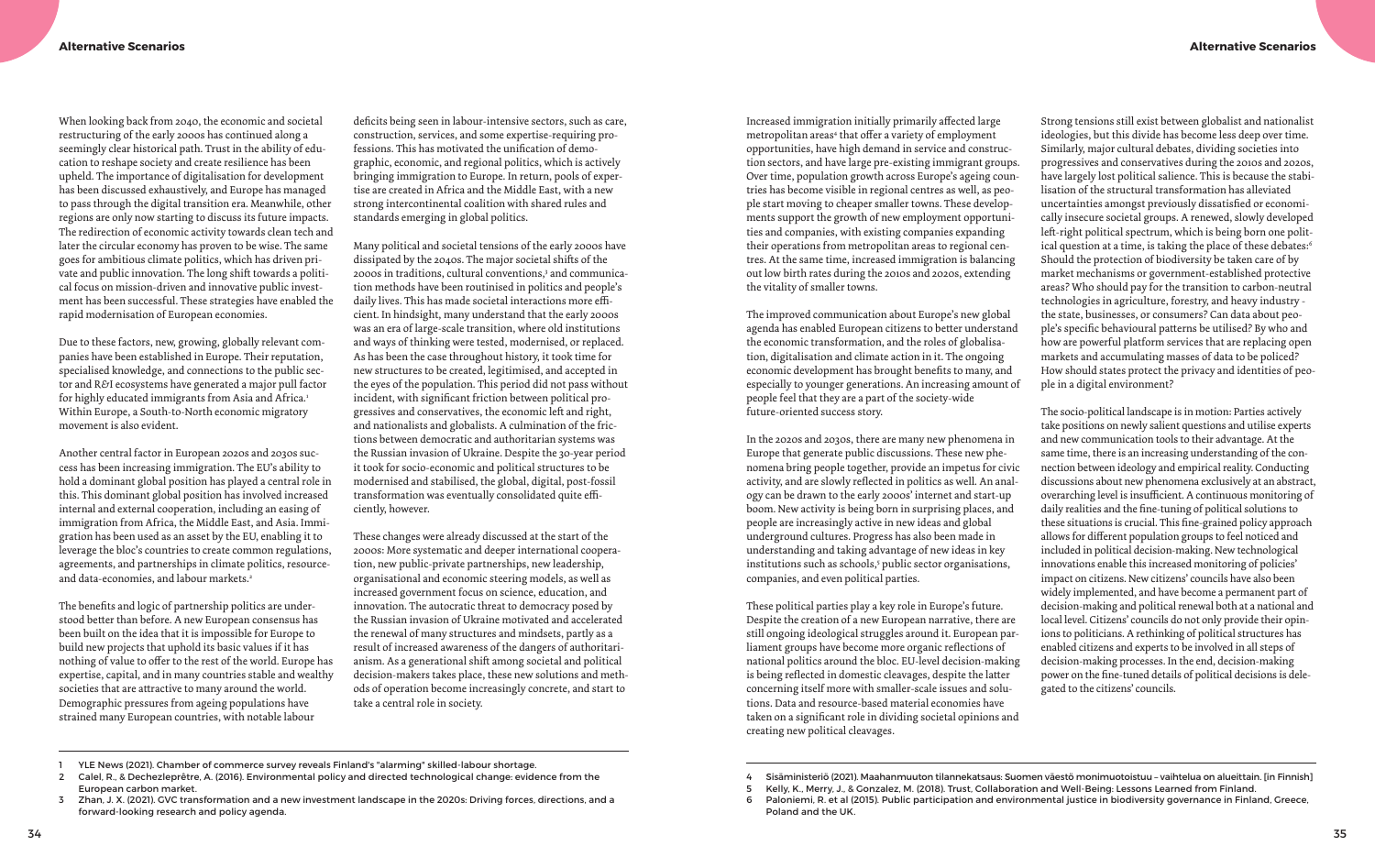When looking back from 2040, the economic and societal restructuring of the early 2000s has continued along a seemingly clear historical path. Trust in the ability of education to reshape society and create resilience has been upheld. The importance of digitalisation for development has been discussed exhaustively, and Europe has managed to pass through the digital transition era. Meanwhile, other regions are only now starting to discuss its future impacts. The redirection of economic activity towards clean tech and later the circular economy has proven to be wise. The same goes for ambitious climate politics, which has driven private and public innovation. The long shift towards a political focus on mission-driven and innovative public investment has been successful. These strategies have enabled the rapid modernisation of European economies.

Due to these factors, new, growing, globally relevant companies have been established in Europe. Their reputation, specialised knowledge, and connections to the public sector and R&I ecosystems have generated a major pull factor for highly educated immigrants from Asia and Africa.[1] Within Europe, a South-to-North economic migratory movement is also evident.

Another central factor in European 2020s and 2030s success has been increasing immigration. The EU's ability to hold a dominant global position has played a central role in this. This dominant global position has involved increased internal and external cooperation, including an easing of immigration from Africa, the Middle East, and Asia. Immigration has been used as an asset by the EU, enabling it to leverage the bloc's countries to create common regulations, agreements, and partnerships in climate politics, resource- and data-economies, and labour markets.[2]

The benefits and logic of partnership politics are understood better than before. A new European consensus has been built on the idea that it is impossible for Europe to build new projects that uphold its basic values if it has nothing of value to offer to the rest of the world. Europe has expertise, capital, and in many countries stable and wealthy societies that are attractive to many around the world. Demographic pressures from ageing populations have strained many European countries, with notable labour deficits being seen in labour-intensive sectors, such as care, construction, services, and some expertise-requiring professions. This has motivated the unification of demographic, economic, and regional politics, which is actively bringing immigration to Europe. In return, pools of expertise are created in Africa and the Middle East, with a new strong intercontinental coalition with shared rules and standards emerging in global politics.

Many political and societal tensions of the early 2000s have dissipated by the 2040s. The major societal shifts of the 2000s in traditions, cultural conventions,[3] and communication methods have been routinised in politics and people's daily lives. This has made societal interactions more efficient. In hindsight, many understand that the early 2000s was an era of large-scale transition, where old institutions and ways of thinking were tested, modernised, or replaced. As has been the case throughout history, it took time for new structures to be created, legitimised, and accepted in the eyes of the population. This period did not pass without incident, with significant friction between political progressives and conservatives, the economic left and right, and nationalists and globalists. A culmination of the frictions between democratic and authoritarian systems was the Russian invasion of Ukraine. Despite the 30-year period it took for socio-economic and political structures to be modernised and stabilised, the global, digital, post-fossil transformation was eventually consolidated quite efficiently, however.

These changes were already discussed at the start of the 2000s: More systematic and deeper international cooperation, new public-private partnerships, new leadership, organisational and economic steering models, as well as increased government focus on science, education, and innovation. The autocratic threat to democracy posed by the Russian invasion of Ukraine motivated and accelerated the renewal of many structures and mindsets, partly as a result of increased awareness of the dangers of authoritarianism. As a generational shift among societal and political decision-makers takes place, these new solutions and methods of operation become increasingly concrete, and start to take a central role in society.

Increased immigration initially primarily affected large metropolitan areas[4] that offer a variety of employment opportunities, have high demand in service and construction sectors, and have large pre-existing immigrant groups. Over time, population growth across Europe's ageing countries has become visible in regional centres as well, as people start moving to cheaper smaller towns. These developments support the growth of new employment opportunities and companies, with existing companies expanding their operations from metropolitan areas to regional centres. At the same time, increased immigration is balancing out low birth rates during the 2010s and 2020s, extending the vitality of smaller towns.

The improved communication about Europe's new global agenda has enabled European citizens to better understand the economic transformation, and the roles of globalisation, digitalisation and climate action in it. The ongoing economic development has brought benefits to many, and especially to younger generations. An increasing amount of people feel that they are a part of the society-wide future-oriented success story.

In the 2020s and 2030s, there are many new phenomena in Europe that generate public discussions. These new phenomena bring people together, provide an impetus for civic activity, and are slowly reflected in politics as well. An analogy can be drawn to the early 2000s' internet and start-up boom. New activity is being born in surprising places, and people are increasingly active in new ideas and global underground cultures. Progress has also been made in understanding and taking advantage of new ideas in key institutions such as schools,[5] public sector organisations, companies, and even political parties.

These political parties play a key role in Europe's future. Despite the creation of a new European narrative, there are still ongoing ideological struggles around it. European parliament groups have become more organic reflections of national politics around the bloc. EU-level decision-making is being reflected in domestic cleavages, despite the latter concerning itself more with smaller-scale issues and solutions. Data and resource-based material economies have taken on a significant role in dividing societal opinions and creating new political cleavages.

Strong tensions still exist between globalist and nationalist ideologies, but this divide has become less deep over time. Similarly, major cultural debates, dividing societies into progressives and conservatives during the 2010s and 2020s, have largely lost political salience. This is because the stabilisation of the structural transformation has alleviated uncertainties amongst previously dissatisfied or economically insecure societal groups. A renewed, slowly developed left-right political spectrum, which is being born one political question at a time, is taking the place of these debates:[6] Should the protection of biodiversity be taken care of by market mechanisms or government-established protective areas? Who should pay for the transition to carbon-neutral technologies in agriculture, forestry, and heavy industry - the state, businesses, or consumers? Can data about people's specific behavioural patterns be utilised? By who and how are powerful platform services that are replacing open markets and accumulating masses of data to be policed? How should states protect the privacy and identities of people in a digital environment?

The socio-political landscape is in motion: Parties actively take positions on newly salient questions and utilise experts and new communication tools to their advantage. At the same time, there is an increasing understanding of the connection between ideology and empirical reality. Conducting discussions about new phenomena exclusively at an abstract, overarching level is insufficient. A continuous monitoring of daily realities and the fine-tuning of political solutions to these situations is crucial. This fine-grained policy approach allows for different population groups to feel noticed and included in political decision-making. New technological innovations enable this increased monitoring of policies' impact on citizens. New citizens' councils have also been widely implemented, and have become a permanent part of decision-making and political renewal both at a national and local level. Citizens' councils do not only provide their opinions to politicians. A rethinking of political structures has enabled citizens and experts to be involved in all steps of decision-making processes. In the end, decision-making power on the fine-tuned details of political decisions is delegated to the citizens' councils.

---

1 YLE News (2021). Chamber of commerce survey reveals Finland's "alarming" skilled-labour shortage.

2 Calel, R., & Dechezleprêtre, A. (2016). Environmental policy and directed technological change: evidence from the European carbon market.

3 Zhan, J. X. (2021). GVC transformation and a new investment landscape in the 2020s: Driving forces, directions, and a forward-looking research and policy agenda.

4 Sisäministeriö (2021). Maahanmuuton tilannekatsaus: Suomen väestö monimuotoistuu – vaihtelua on alueittain. [in Finnish]

5 Kelly, K., Merry, J., & Gonzalez, M. (2018). Trust, Collaboration and Well-Being: Lessons Learned from Finland.

6 Paloniemi, R. et al (2015). Public participation and environmental justice in biodiversity governance in Finland, Greece, Poland and the UK.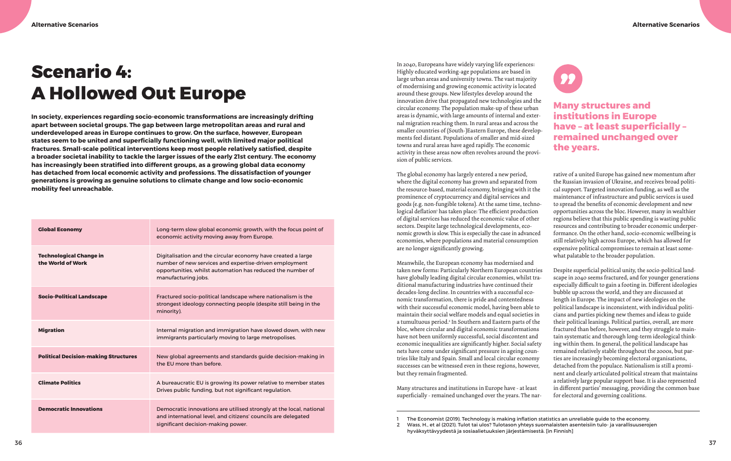# Scenario 4: A Hollowed Out Europe

**In society, experiences regarding socio-economic transformations are increasingly drifting apart between societal groups. The gap between large metropolitan areas and rural and underdeveloped areas in Europe continues to grow. On the surface, however, European states seem to be united and superficially functioning well, with limited major political fractures. Small-scale political interventions keep most people relatively satisfied, despite a broader societal inability to tackle the larger issues of the early 21st century. The economy has increasingly been stratified into different groups, as a growing global data economy has detached from local economic activity and professions. The dissatisfaction of younger generations is growing as genuine solutions to climate change and low socio-economic mobility feel unreachable.**

| | |
|---|---|
| **Global Economy** | Long-term slow global economic growth, with the focus point of economic activity moving away from Europe. |
| **Technological Change in the World of Work** | Digitalisation and the circular economy have created a large number of new services and expertise-driven employment opportunities, whilst automation has reduced the number of manufacturing jobs. |
| **Socio-Political Landscape** | Fractured socio-political landscape where nationalism is the strongest ideology connecting people (despite still being in the minority). |
| **Migration** | Internal migration and immigration have slowed down, with new immigrants particularly moving to large metropolises. |
| **Political Decision-making Structures** | New global agreements and standards guide decision-making in the EU more than before. |
| **Climate Politics** | A bureaucratic EU is growing its power relative to member states Drives public funding, but not significant regulation. |
| **Democratic Innovations** | Democratic innovations are utilised strongly at the local, national and international level, and citizens' councils are delegated significant decision-making power. |

In 2040, Europeans have widely varying life experiences: Highly educated working-age populations are based in large urban areas and university towns. The vast majority of modernising and growing economic activity is located around these groups. New lifestyles develop around the innovation drive that propagated new technologies and the circular economy. The population make-up of these urban areas is dynamic, with large amounts of internal and external migration reaching them. In rural areas and across the smaller countries of (South-)Eastern Europe, these developments feel distant. Populations of smaller and mid-sized towns and rural areas have aged rapidly. The economic activity in these areas now often revolves around the provision of public services.

The global economy has largely entered a new period, where the digital economy has grown and separated from the resource-based, material economy, bringing with it the prominence of cryptocurrency and digital services and goods (e.g. non-fungible tokens). At the same time, technological deflation[1] has taken place: The efficient production of digital services has reduced the economic value of other sectors. Despite large technological developments, economic growth is slow. This is especially the case in advanced economies, where populations and material consumption are no longer significantly growing.

Meanwhile, the European economy has modernised and taken new forms: Particularly Northern European countries have globally leading digital circular economies, whilst traditional manufacturing industries have continued their decades-long decline. In countries with a successful economic transformation, there is pride and contentedness with their successful economic model, having been able to maintain their social welfare models and equal societies in a tumultuous period.[2] In Southern and Eastern parts of the bloc, where circular and digital economic transformations have not been uniformly successful, social discontent and economic inequalities are significantly higher. Social safety nets have come under significant pressure in ageing countries like Italy and Spain. Small and local circular economy successes can be witnessed even in these regions, however, but they remain fragmented.

Many structures and institutions in Europe have - at least superficially - remained unchanged over the years. The narrative of a united Europe has gained new momentum after the Russian invasion of Ukraine, and receives broad political support. Targeted innovation funding, as well as the maintenance of infrastructure and public services is used to spread the benefits of economic development and new opportunities across the bloc. However, many in wealthier regions believe that this public spending is wasting public resources and contributing to broader economic underperformance. On the other hand, socio-economic wellbeing is still relatively high across Europe, which has allowed for expensive political compromises to remain at least somewhat palatable to the broader population.

> **Many structures and institutions in Europe have – at least superficially – remained unchanged over the years.**

Despite superficial political unity, the socio-political landscape in 2040 seems fractured, and for younger generations especially difficult to gain a footing in. Different ideologies bubble up across the world, and they are discussed at length in Europe. The impact of new ideologies on the political landscape is inconsistent, with individual politicians and parties picking new themes and ideas to guide their political leanings. Political parties, overall, are more fractured than before, however, and they struggle to maintain systematic and thorough long-term ideological thinking within them. In general, the political landscape has remained relatively stable throughout the 2000s, but parties are increasingly becoming electoral organisations, detached from the populace. Nationalism is still a prominent and clearly articulated political stream that maintains a relatively large popular support base. It is also represented in different parties' messaging, providing the common base for electoral and governing coalitions.

1 The Economist (2019). Technology is making inflation statistics an unreliable guide to the economy.
2 Wass, H., et al (2021). Tulot tai ulos? Tulotason yhteys suomalaisten asenteisiin tulo- ja varallisuuserojen hyväksyttävyydestä ja sosiaalietuuksien järjestämisestä. [in Finnish]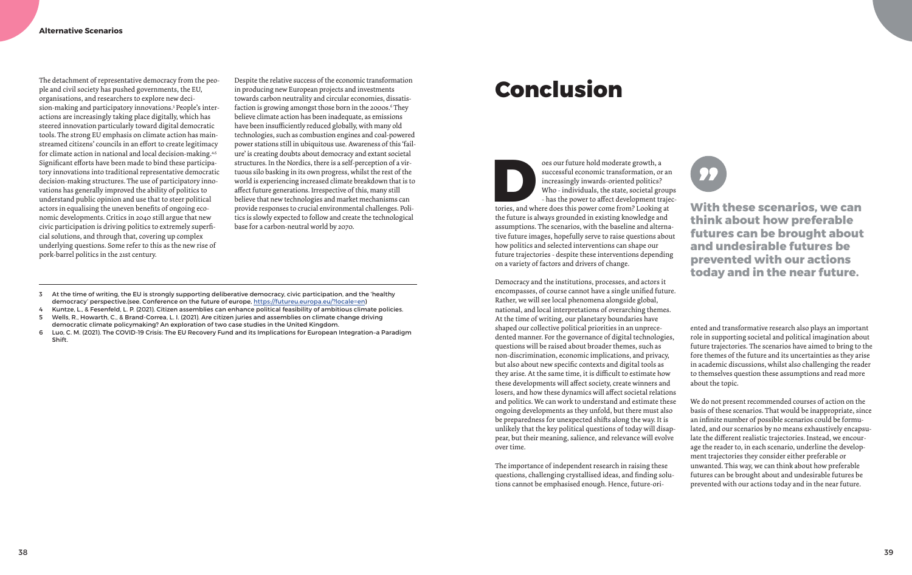The detachment of representative democracy from the people and civil society has pushed governments, the EU, organisations, and researchers to explore new decision-making and participatory innovations.[3] People's interactions are increasingly taking place digitally, which has steered innovation particularly toward digital democratic tools. The strong EU emphasis on climate action has mainstreamed citizens' councils in an effort to create legitimacy for climate action in national and local decision-making.[4,5] Significant efforts have been made to bind these participatory innovations into traditional representative democratic decision-making structures. The use of participatory innovations has generally improved the ability of politics to understand public opinion and use that to steer political actors in equalising the uneven benefits of ongoing economic developments. Critics in 2040 still argue that new civic participation is driving politics to extremely superficial solutions, and through that, covering up complex underlying questions. Some refer to this as the new rise of pork-barrel politics in the 21st century.

Despite the relative success of the economic transformation in producing new European projects and investments towards carbon neutrality and circular economies, dissatisfaction is growing amongst those born in the 2000s.[6] They believe climate action has been inadequate, as emissions have been insufficiently reduced globally, with many old technologies, such as combustion engines and coal-powered power stations still in ubiquitous use. Awareness of this 'failure' is creating doubts about democracy and extant societal structures. In the Nordics, there is a self-perception of a virtuous silo basking in its own progress, whilst the rest of the world is experiencing increased climate breakdown that is to affect future generations. Irrespective of this, many still believe that new technologies and market mechanisms can provide responses to crucial environmental challenges. Politics is slowly expected to follow and create the technological base for a carbon-neutral world by 2070.

3 At the time of writing, the EU is strongly supporting deliberative democracy, civic participation, and the 'healthy democracy' perspective.(see. Conference on the future of europe, https://futureu.europa.eu/?locale=en)

4 Kuntze, L., & Fesenfeld, L. P. (2021). Citizen assemblies can enhance political feasibility of ambitious climate policies.

5 Wells, R., Howarth, C., & Brand-Correa, L. I. (2021). Are citizen juries and assemblies on climate change driving democratic climate policymaking? An exploration of two case studies in the United Kingdom.

6 Luo, C. M. (2021). The COVID-19 Crisis: The EU Recovery Fund and its Implications for European Integration–a Paradigm Shift.

# Conclusion

Does our future hold moderate growth, a successful economic transformation, or an increasingly inwards-oriented politics? Who - individuals, the state, societal groups - has the power to affect development trajectories, and where does this power come from? Looking at the future is always grounded in existing knowledge and assumptions. The scenarios, with the baseline and alternative future images, hopefully serve to raise questions about how politics and selected interventions can shape our future trajectories - despite these interventions depending on a variety of factors and drivers of change.

> **With these scenarios, we can think about how preferable futures can be brought about and undesirable futures be prevented with our actions today and in the near future.**

Democracy and the institutions, processes, and actors it encompasses, of course cannot have a single unified future. Rather, we will see local phenomena alongside global, national, and local interpretations of overarching themes. At the time of writing, our planetary boundaries have shaped our collective political priorities in an unprecedented manner. For the governance of digital technologies, questions will be raised about broader themes, such as non-discrimination, economic implications, and privacy, but also about new specific contexts and digital tools as they arise. At the same time, it is difficult to estimate how these developments will affect society, create winners and losers, and how these dynamics will affect societal relations and politics. We can work to understand and estimate these ongoing developments as they unfold, but there must also be preparedness for unexpected shifts along the way. It is unlikely that the key political questions of today will disappear, but their meaning, salience, and relevance will evolve over time.

The importance of independent research in raising these questions, challenging crystallised ideas, and finding solutions cannot be emphasised enough. Hence, future-oriented and transformative research also plays an important role in supporting societal and political imagination about future trajectories. The scenarios have aimed to bring to the fore themes of the future and its uncertainties as they arise in academic discussions, whilst also challenging the reader to themselves question these assumptions and read more about the topic.

We do not present recommended courses of action on the basis of these scenarios. That would be inappropriate, since an infinite number of possible scenarios could be formulated, and our scenarios by no means exhaustively encapsulate the different realistic trajectories. Instead, we encourage the reader to, in each scenario, underline the development trajectories they consider either preferable or unwanted. This way, we can think about how preferable futures can be brought about and undesirable futures be prevented with our actions today and in the near future.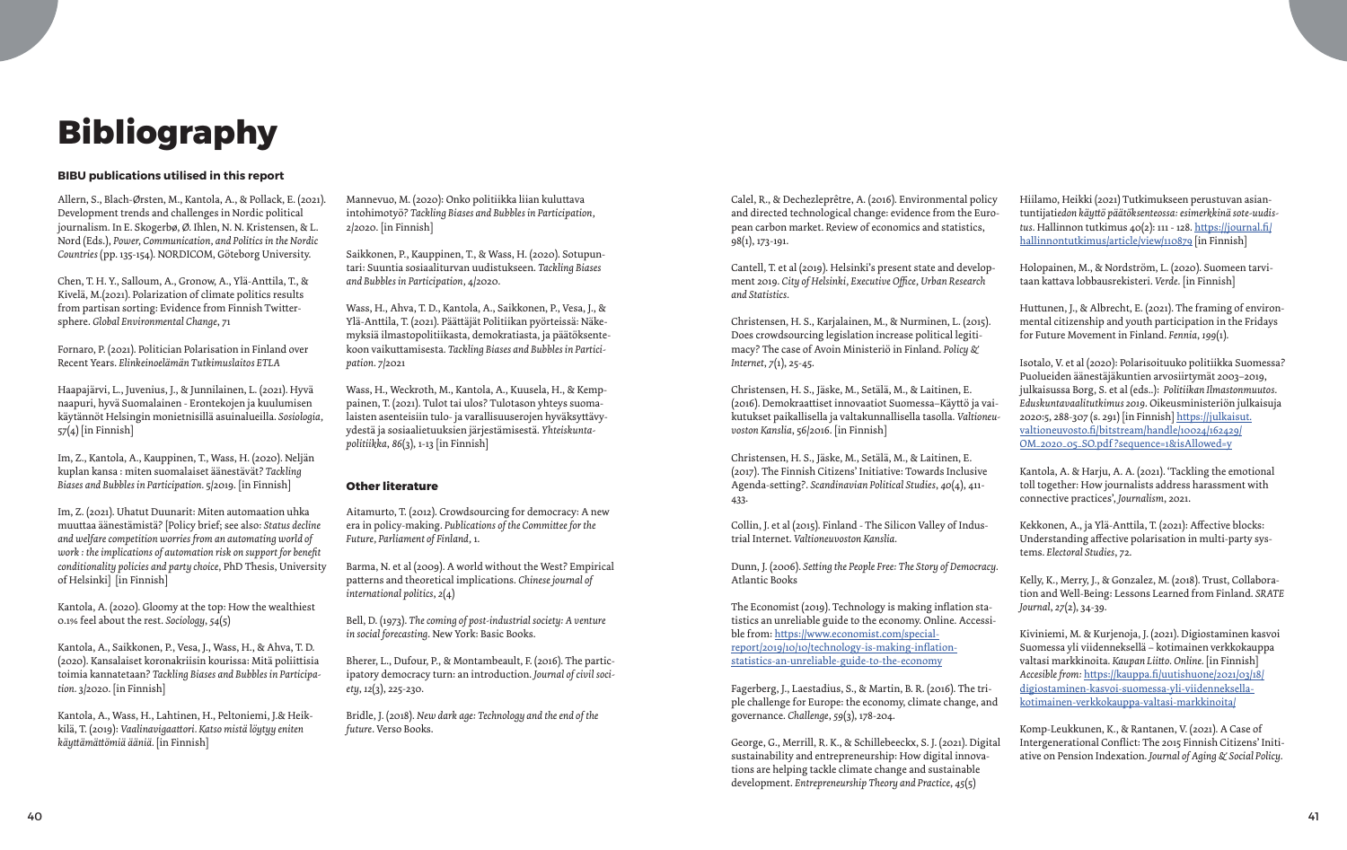# Bibliography

### BIBU publications utilised in this report

Allern, S., Blach-Ørsten, M., Kantola, A., & Pollack, E. (2021). Development trends and challenges in Nordic political journalism. In E. Skogerbø, Ø. Ihlen, N. N. Kristensen, & L. Nord (Eds.), *Power, Communication, and Politics in the Nordic Countries* (pp. 135-154). NORDICOM, Göteborg University.

Chen, T. H. Y., Salloum, A., Gronow, A., Ylä-Anttila, T., & Kivelä, M.(2021). Polarization of climate politics results from partisan sorting: Evidence from Finnish Twittersphere. *Global Environmental Change*, 71

Fornaro, P. (2021). Politician Polarisation in Finland over Recent Years. *Elinkeinoelämän Tutkimuslaitos ETLA*

Haapajärvi, L., Juvenius, J., & Junnilainen, L. (2021). Hyvä naapuri, hyvä Suomalainen - Erontekojen ja kuulumisen käytännöt Helsingin monietnisillä asuinalueilla. *Sosiologia*, 57(4) [in Finnish]

Im, Z., Kantola, A., Kauppinen, T., Wass, H. (2020). Neljän kuplan kansa : miten suomalaiset äänestävät? *Tackling Biases and Bubbles in Participation*. 5/2019. [in Finnish]

Im, Z. (2021). Uhatut Duunarit: Miten automaation uhka muuttaa äänestämistä? [Policy brief; see also: *Status decline and welfare competition worries from an automating world of work : the implications of automation risk on support for benefit conditionality policies and party choice*, PhD Thesis, University of Helsinki] [in Finnish]

Kantola, A. (2020). Gloomy at the top: How the wealthiest 0.1% feel about the rest. *Sociology*, 54(5)

Kantola, A., Saikkonen, P., Vesa, J., Wass, H., & Ahva, T. D. (2020). Kansalaiset koronakriisin kourissa: Mitä poliittisia toimia kannatetaan? *Tackling Biases and Bubbles in Participation*. 3/2020. [in Finnish]

Kantola, A., Wass, H., Lahtinen, H., Peltoniemi, J.& Heikkilä, T. (2019): *Vaalinavigaattori. Katso mistä löytyy eniten käyttämättömiä ääniä*. [in Finnish]

Mannevuo, M. (2020): Onko politiikka liian kuluttava intohimotyö? *Tackling Biases and Bubbles in Participation*, 2/2020. [in Finnish]

Saikkonen, P., Kauppinen, T., & Wass, H. (2020). Sotupuntari: Suuntia sosiaaliturvan uudistukseen. *Tackling Biases and Bubbles in Participation*, 4/2020.

Wass, H., Ahva, T. D., Kantola, A., Saikkonen, P., Vesa, J., & Ylä-Anttila, T. (2021). Päättäjät Politiikan pyörteissä: Näkemyksiä ilmastopolitiikasta, demokratiasta, ja päätöksentekoon vaikuttamisesta. *Tackling Biases and Bubbles in Participation*. 7/2021

Wass, H., Weckroth, M., Kantola, A., Kuusela, H., & Kemppainen, T. (2021). Tulot tai ulos? Tulotason yhteys suomalaisten asenteisiin tulo- ja varallisuuserojen hyväksyttävyydestä ja sosiaalietuuksien järjestämisestä. *Yhteiskuntapolitiikka*, 86(3), 1-13 [in Finnish]

### Other literature

Aitamurto, T. (2012). Crowdsourcing for democracy: A new era in policy-making. *Publications of the Committee for the Future, Parliament of Finland*, 1.

Barma, N. et al (2009). A world without the West? Empirical patterns and theoretical implications. *Chinese journal of international politics*, 2(4)

Bell, D. (1973). *The coming of post-industrial society: A venture in social forecasting*. New York: Basic Books.

Bherer, L., Dufour, P., & Montambeault, F. (2016). The participatory democracy turn: an introduction. *Journal of civil society*, 12(3), 225-230.

Bridle, J. (2018). *New dark age: Technology and the end of the future*. Verso Books.

Calel, R., & Dechezleprêtre, A. (2016). Environmental policy and directed technological change: evidence from the European carbon market. Review of economics and statistics, 98(1), 173-191.

Cantell, T. et al (2019). Helsinki's present state and development 2019. *City of Helsinki, Executive Office, Urban Research and Statistics*.

Christensen, H. S., Karjalainen, M., & Nurminen, L. (2015). Does crowdsourcing legislation increase political legitimacy? The case of Avoin Ministeriö in Finland. *Policy & Internet*, 7(1), 25-45.

Christensen, H. S., Jäske, M., Setälä, M., & Laitinen, E. (2016). Demokraattiset innovaatiot Suomessa–Käyttö ja vaikutukset paikallisella ja valtakunnallisella tasolla. *Valtioneuvoston Kanslia*, 56/2016. [in Finnish]

Christensen, H. S., Jäske, M., Setälä, M., & Laitinen, E. (2017). The Finnish Citizens' Initiative: Towards Inclusive Agenda-setting?. *Scandinavian Political Studies*, 40(4), 411-433.

Collin, J. et al (2015). Finland - The Silicon Valley of Industrial Internet. *Valtioneuvoston Kanslia*.

Dunn, J. (2006). *Setting the People Free: The Story of Democracy*. Atlantic Books

The Economist (2019). Technology is making inflation statistics an unreliable guide to the economy. Online. Accessible from: [https://www.economist.com/special-report/2019/10/10/technology-is-making-inflation-statistics-an-unreliable-guide-to-the-economy](https://www.economist.com/special-report/2019/10/10/technology-is-making-inflation-statistics-an-unreliable-guide-to-the-economy)

Fagerberg, J., Laestadius, S., & Martin, B. R. (2016). The triple challenge for Europe: the economy, climate change, and governance. *Challenge*, 59(3), 178-204.

George, G., Merrill, R. K., & Schillebeeckx, S. J. (2021). Digital sustainability and entrepreneurship: How digital innovations are helping tackle climate change and sustainable development. *Entrepreneurship Theory and Practice*, 45(5)

Hiilamo, Heikki (2021) Tutkimukseen perustuvan asiantuntijatie*don käyttö päätöksenteossa: esimerkkinä sote-uudistus*. Hallinnon tutkimus 40(2): 111 - 128. [https://journal.fi/hallinnontutkimus/article/view/110879](https://journal.fi/hallinnontutkimus/article/view/110879) [in Finnish]

Holopainen, M., & Nordström, L. (2020). Suomeen tarvitaan kattava lobbausrekisteri. *Verde*. [in Finnish]

Huttunen, J., & Albrecht, E. (2021). The framing of environmental citizenship and youth participation in the Fridays for Future Movement in Finland. *Fennia*, 199(1).

Isotalo, V. et al (2020): Polarisoituuko politiikka Suomessa? Puolueiden äänestäjäkuntien arvosiirtymät 2003–2019, julkaisussa Borg, S. et al (eds..): *Politiikan Ilmastonmuutos. Eduskuntavaalitutkimus 2019*. Oikeusministeriön julkaisuja 2020:5, 288-307 (s. 291) [in Finnish] [https://julkaisut.valtioneuvosto.fi/bitstream/handle/10024/162429/OM_2020_05_SO.pdf?sequence=1&isAllowed=y](https://julkaisut.valtioneuvosto.fi/bitstream/handle/10024/162429/OM_2020_05_SO.pdf?sequence=1&isAllowed=y)

Kantola, A. & Harju, A. A. (2021). 'Tackling the emotional toll together: How journalists address harassment with connective practices', *Journalism*, 2021.

Kekkonen, A., ja Ylä-Anttila, T. (2021): Affective blocks: Understanding affective polarisation in multi-party systems. *Electoral Studies*, 72.

Kelly, K., Merry, J., & Gonzalez, M. (2018). Trust, Collaboration and Well-Being: Lessons Learned from Finland. *SRATE Journal*, 27(2), 34-39.

Kiviniemi, M. & Kurjenoja, J. (2021). Digiostaminen kasvoi Suomessa yli viidenneksellä – kotimainen verkkokauppa valtasi markkinoita. *Kaupan Liitto. Online*. [in Finnish] *Accesible from:* [https://kauppa.fi/uutishuone/2021/03/18/digiostaminen-kasvoi-suomessa-yli-viidenneksella-kotimainen-verkkokauppa-valtasi-markkinoita/](https://kauppa.fi/uutishuone/2021/03/18/digiostaminen-kasvoi-suomessa-yli-viidenneksella-kotimainen-verkkokauppa-valtasi-markkinoita/)

Komp-Leukkunen, K., & Rantanen, V. (2021). A Case of Intergenerational Conflict: The 2015 Finnish Citizens' Initiative on Pension Indexation. *Journal of Aging & Social Policy*.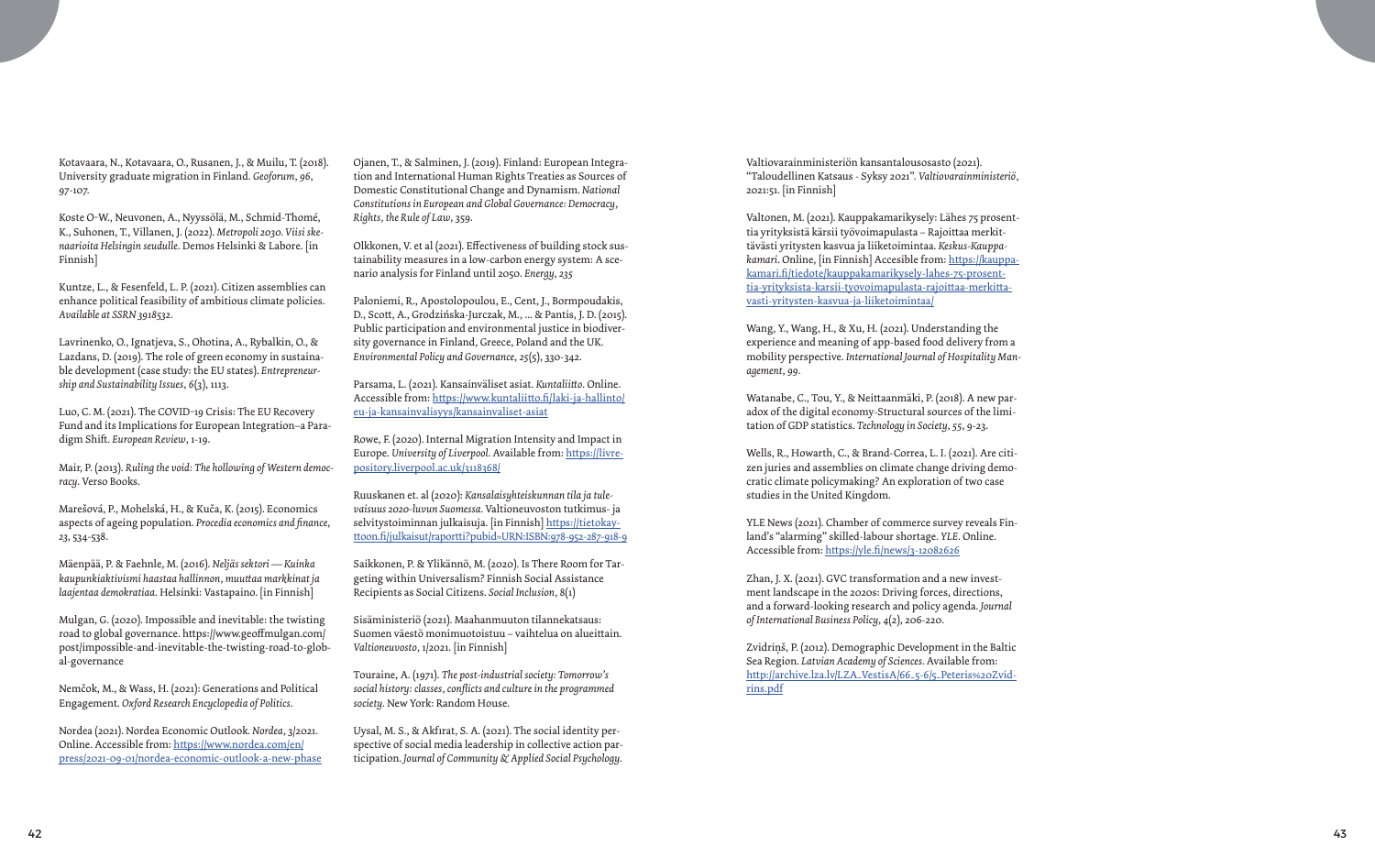Kotavaara, N., Kotavaara, O., Rusanen, J., & Muilu, T. (2018). University graduate migration in Finland. *Geoforum*, *96*, 97-107.

Koste O-W., Neuvonen, A., Nyyssölä, M., Schmid-Thomé, K., Suhonen, T., Villanen, J. (2022). *Metropoli 2030. Viisi skenaarioita Helsingin seudulle*. Demos Helsinki & Labore. [in Finnish]

Kuntze, L., & Fesenfeld, L. P. (2021). Citizen assemblies can enhance political feasibility of ambitious climate policies. *Available at SSRN 3918532*.

Lavrinenko, O., Ignatjeva, S., Ohotina, A., Rybalkin, O., & Lazdans, D. (2019). The role of green economy in sustainable development (case study: the EU states). *Entrepreneurship and Sustainability Issues*, *6*(3), 1113.

Luo, C. M. (2021). The COVID-19 Crisis: The EU Recovery Fund and its Implications for European Integration–a Paradigm Shift. *European Review*, 1-19.

Mair, P. (2013). *Ruling the void: The hollowing of Western democracy*. Verso Books.

Marešová, P., Mohelská, H., & Kuča, K. (2015). Economics aspects of ageing population. *Procedia economics and finance*, *23*, 534-538.

Mäenpää, P. & Faehnle, M. (2016). *Neljäs sektori — Kuinka kaupunkiaktivismi haastaa hallinnon, muuttaa markkinat ja laajentaa demokratiaa*. Helsinki: Vastapaino. [in Finnish]

Mulgan, G. (2020). Impossible and inevitable: the twisting road to global governance. https://www.geoffmulgan.com/post/impossible-and-inevitable-the-twisting-road-to-global-governance

Nemčok, M., & Wass, H. (2021): Generations and Political Engagement. *Oxford Research Encyclopedia of Politics*.

Nordea (2021). Nordea Economic Outlook. *Nordea*, 3/2021. Online. Accessible from: https://www.nordea.com/en/press/2021-09-01/nordea-economic-outlook-a-new-phase

Ojanen, T., & Salminen, J. (2019). Finland: European Integration and International Human Rights Treaties as Sources of Domestic Constitutional Change and Dynamism. *National Constitutions in European and Global Governance: Democracy, Rights, the Rule of Law*, 359.

Olkkonen, V. et al (2021). Effectiveness of building stock sustainability measures in a low-carbon energy system: A scenario analysis for Finland until 2050. *Energy*, *235*

Paloniemi, R., Apostolopoulou, E., Cent, J., Bormpoudakis, D., Scott, A., Grodzińska-Jurczak, M., ... & Pantis, J. D. (2015). Public participation and environmental justice in biodiversity governance in Finland, Greece, Poland and the UK. *Environmental Policy and Governance*, *25*(5), 330-342.

Parsama, L. (2021). Kansainväliset asiat. *Kuntaliitto*. Online. Accessible from: https://www.kuntaliitto.fi/laki-ja-hallinto/eu-ja-kansainvalisyys/kansainvaliset-asiat

Rowe, F. (2020). Internal Migration Intensity and Impact in Europe. *University of Liverpool*. Available from: https://livrepository.liverpool.ac.uk/3118368/

Ruuskanen et. al (2020): *Kansalaisyhteiskunnan tila ja tulevaisuus 2020-luvun Suomessa*. Valtioneuvoston tutkimus- ja selvitystoiminnan julkaisuja. [in Finnish] https://tietokayttoon.fi/julkaisut/raportti?pubid=URN:ISBN:978-952-287-918-9

Saikkonen, P. & Ylikännö, M. (2020). Is There Room for Targeting within Universalism? Finnish Social Assistance Recipients as Social Citizens. *Social Inclusion*, 8(1)

Sisäministeriö (2021). Maahanmuuton tilannekatsaus: Suomen väestö monimuotoistuu – vaihtelua on alueittain. *Valtioneuvosto*, 1/2021. [in Finnish]

Touraine, A. (1971). *The post-industrial society: Tomorrow's social history: classes, conflicts and culture in the programmed society*. New York: Random House.

Uysal, M. S., & Akfırat, S. A. (2021). The social identity perspective of social media leadership in collective action participation. *Journal of Community & Applied Social Psychology*.

Valtiovarainministeriön kansantalousosasto (2021). "Taloudellinen Katsaus - Syksy 2021". *Valtiovarainministeriö*, 2021:51. [in Finnish]

Valtonen, M. (2021). Kauppakamarikysely: Lähes 75 prosenttia yrityksistä kärsii työvoimapulasta – Rajoittaa merkittävästi yritysten kasvua ja liiketoimintaa. *Keskus-Kauppakamari*. Online, [in Finnish] Accesible from: https://kauppakamari.fi/tiedote/kauppakamarikysely-lahes-75-prosenttia-yrityksista-karsii-tyovoimapulasta-rajoittaa-merkittavasti-yritysten-kasvua-ja-liiketoimintaa/

Wang, Y., Wang, H., & Xu, H. (2021). Understanding the experience and meaning of app-based food delivery from a mobility perspective. *International Journal of Hospitality Management*, *99*.

Watanabe, C., Tou, Y., & Neittaanmäki, P. (2018). A new paradox of the digital economy-Structural sources of the limitation of GDP statistics. *Technology in Society*, *55*, 9-23.

Wells, R., Howarth, C., & Brand-Correa, L. I. (2021). Are citizen juries and assemblies on climate change driving democratic climate policymaking? An exploration of two case studies in the United Kingdom.

YLE News (2021). Chamber of commerce survey reveals Finland's "alarming" skilled-labour shortage. *YLE*. Online. Accessible from: https://yle.fi/news/3-12082626

Zhan, J. X. (2021). GVC transformation and a new investment landscape in the 2020s: Driving forces, directions, and a forward-looking research and policy agenda. *Journal of International Business Policy*, *4*(2), 206-220.

Zvidriņš, P. (2012). Demographic Development in the Baltic Sea Region. *Latvian Academy of Sciences*. Available from: http://archive.lza.lv/LZA_VestisA/66_5-6/5_Peteris%20Zvidrins.pdf